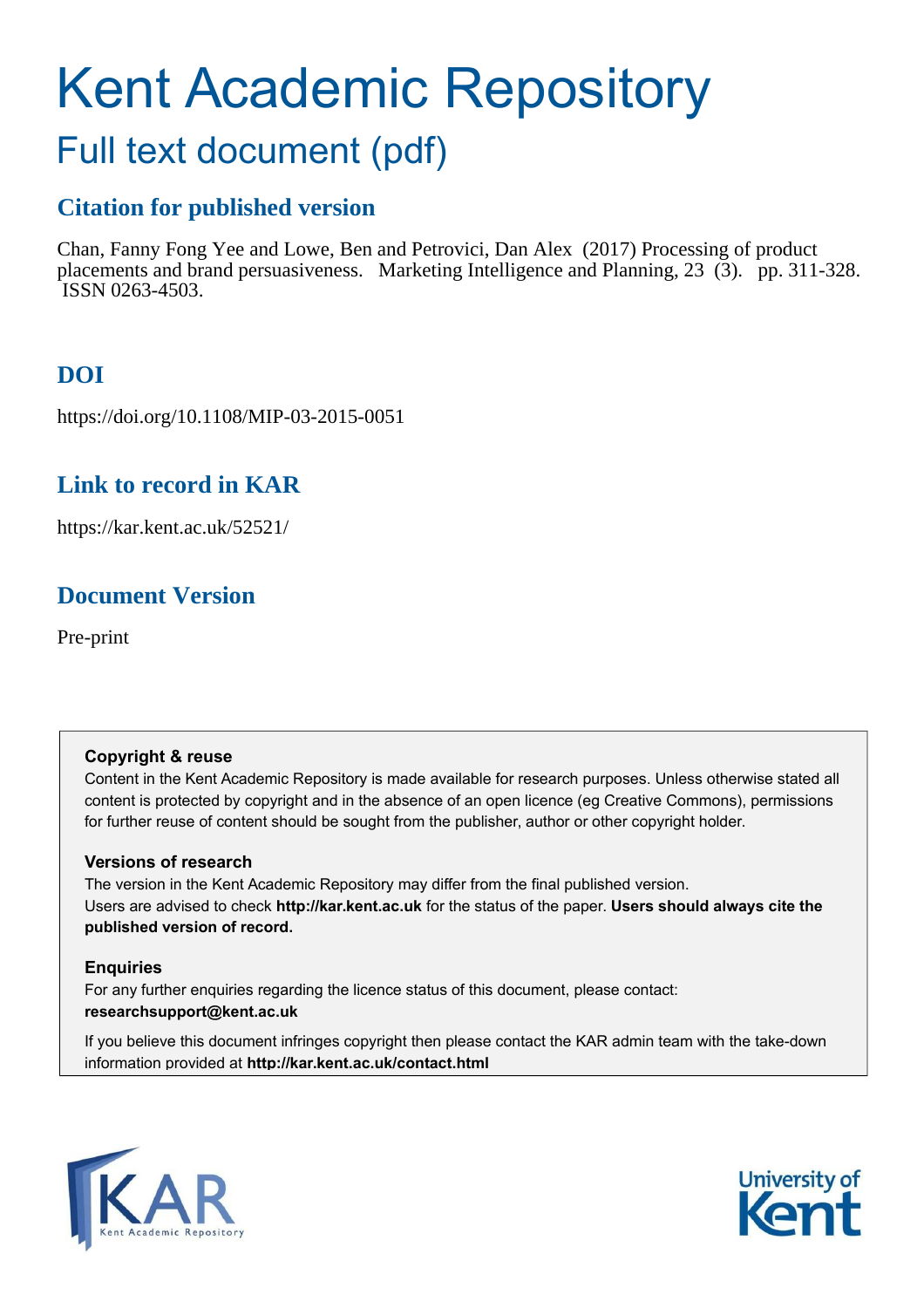# Kent Academic Repository

## Full text document (pdf)

### Citation for published version

Chan, Fanny Fong Yee and Lowe, Ben and Petrovici, Dan Alex (2017) Processing of product placements and brand persuasiveness. Marketing Intelligence and Planning, 23 (3). pp. 311-328. ISSN 0263-4503.

### DOI

https://doi.org/10.1108/MIP-03-2015-0051

### Link to record in KAR

https://kar.kent.ac.uk/52521/

### Document Version

Pre-print

**Copyright & reuse**

Content in the Kent Academic Repository is made available for research purposes. Unless otherwise stated all content is protected by copyright and in the absence of an open licence (eg Creative Commons), permissions for further reuse of content should be sought from the publisher, author or other copyright holder.

**Versions of research**

The version in the Kent Academic Repository may differ from the final published version. Users are advised to check **http://kar.kent.ac.uk** for the status of the paper. **Users should always cite the published version of record.**

**Enquiries**

For any further enquiries regarding the licence status of this document, please contact: **researchsupport@kent.ac.uk**

If you believe this document infringes copyright then please contact the KAR admin team with the take-down information provided at **http://kar.kent.ac.uk/contact.html**

KAR Kent Academic Repository

University of Kent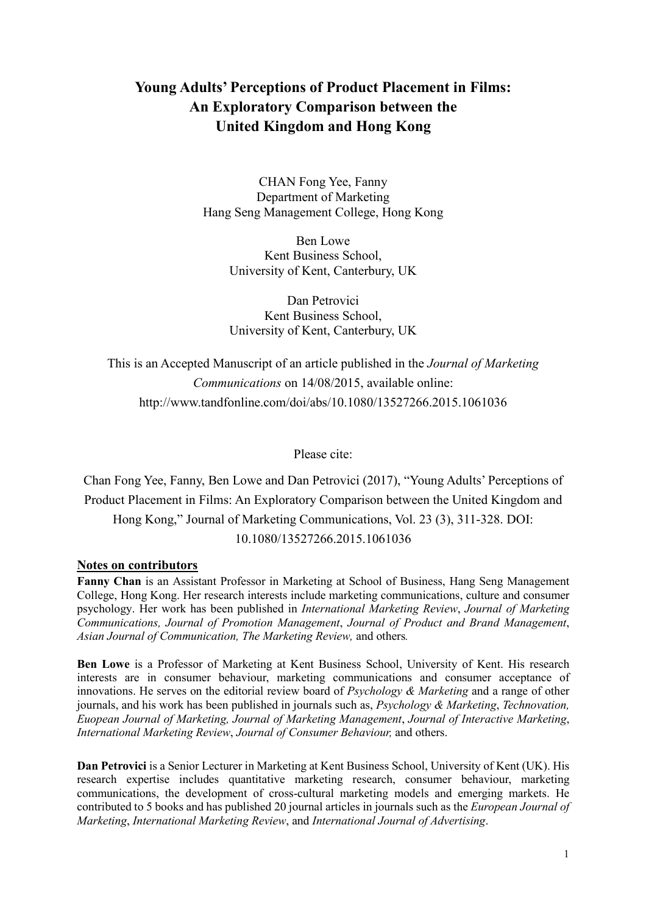# Young Adults' Perceptions of Product Placement in Films: An Exploratory Comparison between the United Kingdom and Hong Kong

CHAN Fong Yee, Fanny
Department of Marketing
Hang Seng Management College, Hong Kong

Ben Lowe
Kent Business School,
University of Kent, Canterbury, UK

Dan Petrovici
Kent Business School,
University of Kent, Canterbury, UK

This is an Accepted Manuscript of an article published in the *Journal of Marketing Communications* on 14/08/2015, available online: http://www.tandfonline.com/doi/abs/10.1080/13527266.2015.1061036

Please cite:

Chan Fong Yee, Fanny, Ben Lowe and Dan Petrovici (2017), "Young Adults' Perceptions of Product Placement in Films: An Exploratory Comparison between the United Kingdom and Hong Kong," Journal of Marketing Communications, Vol. 23 (3), 311-328. DOI: 10.1080/13527266.2015.1061036

## Notes on contributors

**Fanny Chan** is an Assistant Professor in Marketing at School of Business, Hang Seng Management College, Hong Kong. Her research interests include marketing communications, culture and consumer psychology. Her work has been published in *International Marketing Review*, *Journal of Marketing Communications, Journal of Promotion Management*, *Journal of Product and Brand Management*, *Asian Journal of Communication, The Marketing Review,* and others*.*

**Ben Lowe** is a Professor of Marketing at Kent Business School, University of Kent. His research interests are in consumer behaviour, marketing communications and consumer acceptance of innovations. He serves on the editorial review board of *Psychology & Marketing* and a range of other journals, and his work has been published in journals such as, *Psychology & Marketing*, *Technovation, Euopean Journal of Marketing, Journal of Marketing Management*, *Journal of Interactive Marketing*, *International Marketing Review*, *Journal of Consumer Behaviour,* and others.

**Dan Petrovici** is a Senior Lecturer in Marketing at Kent Business School, University of Kent (UK). His research expertise includes quantitative marketing research, consumer behaviour, marketing communications, the development of cross-cultural marketing models and emerging markets. He contributed to 5 books and has published 20 journal articles in journals such as the *European Journal of Marketing*, *International Marketing Review*, and *International Journal of Advertising*.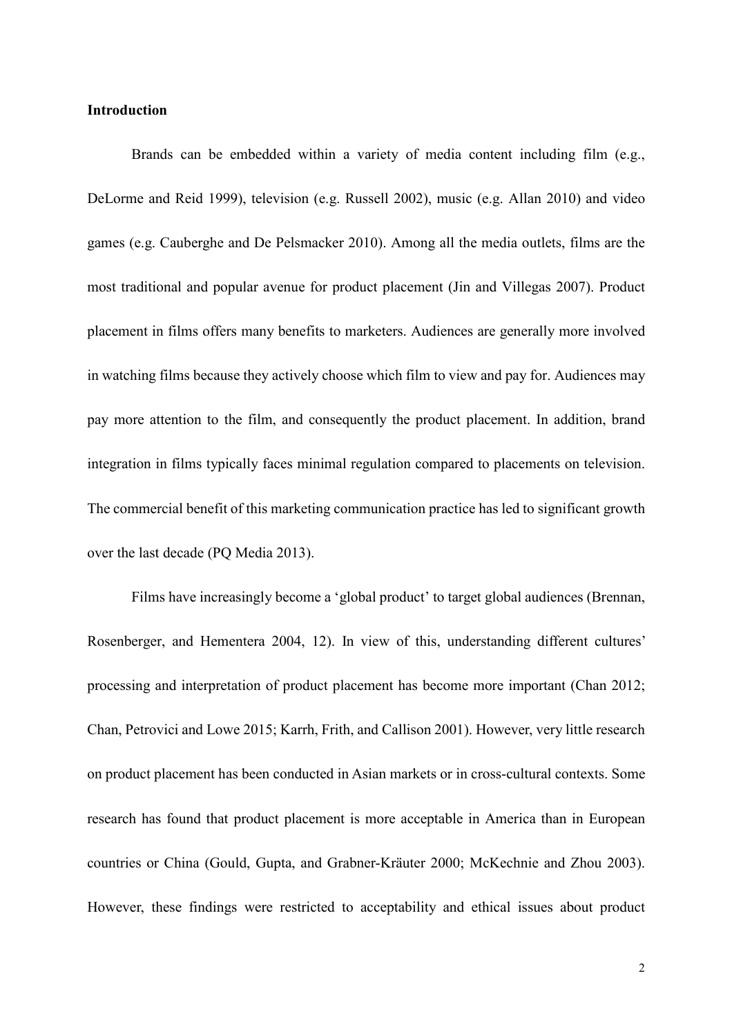**Introduction**

Brands can be embedded within a variety of media content including film (e.g., DeLorme and Reid 1999), television (e.g. Russell 2002), music (e.g. Allan 2010) and video games (e.g. Cauberghe and De Pelsmacker 2010). Among all the media outlets, films are the most traditional and popular avenue for product placement (Jin and Villegas 2007). Product placement in films offers many benefits to marketers. Audiences are generally more involved in watching films because they actively choose which film to view and pay for. Audiences may pay more attention to the film, and consequently the product placement. In addition, brand integration in films typically faces minimal regulation compared to placements on television. The commercial benefit of this marketing communication practice has led to significant growth over the last decade (PQ Media 2013).

Films have increasingly become a 'global product' to target global audiences (Brennan, Rosenberger, and Hementera 2004, 12). In view of this, understanding different cultures' processing and interpretation of product placement has become more important (Chan 2012; Chan, Petrovici and Lowe 2015; Karrh, Frith, and Callison 2001). However, very little research on product placement has been conducted in Asian markets or in cross-cultural contexts. Some research has found that product placement is more acceptable in America than in European countries or China (Gould, Gupta, and Grabner-Kräuter 2000; McKechnie and Zhou 2003). However, these findings were restricted to acceptability and ethical issues about product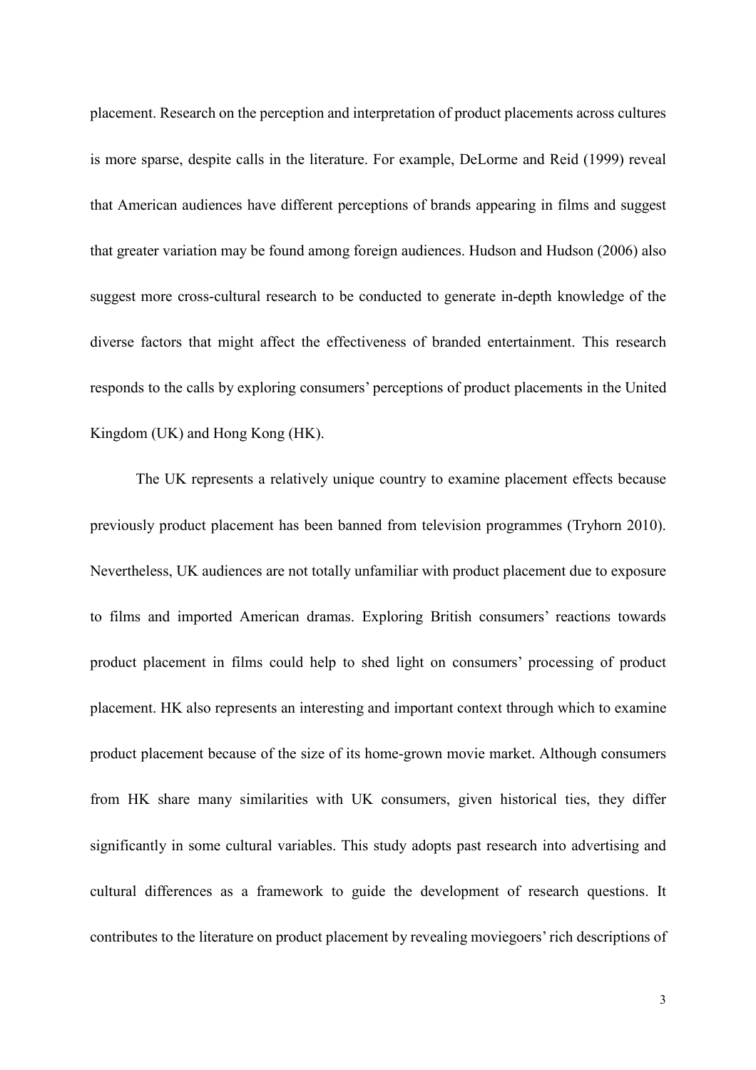placement. Research on the perception and interpretation of product placements across cultures is more sparse, despite calls in the literature. For example, DeLorme and Reid (1999) reveal that American audiences have different perceptions of brands appearing in films and suggest that greater variation may be found among foreign audiences. Hudson and Hudson (2006) also suggest more cross-cultural research to be conducted to generate in-depth knowledge of the diverse factors that might affect the effectiveness of branded entertainment. This research responds to the calls by exploring consumers' perceptions of product placements in the United Kingdom (UK) and Hong Kong (HK).

The UK represents a relatively unique country to examine placement effects because previously product placement has been banned from television programmes (Tryhorn 2010). Nevertheless, UK audiences are not totally unfamiliar with product placement due to exposure to films and imported American dramas. Exploring British consumers' reactions towards product placement in films could help to shed light on consumers' processing of product placement. HK also represents an interesting and important context through which to examine product placement because of the size of its home-grown movie market. Although consumers from HK share many similarities with UK consumers, given historical ties, they differ significantly in some cultural variables. This study adopts past research into advertising and cultural differences as a framework to guide the development of research questions. It contributes to the literature on product placement by revealing moviegoers' rich descriptions of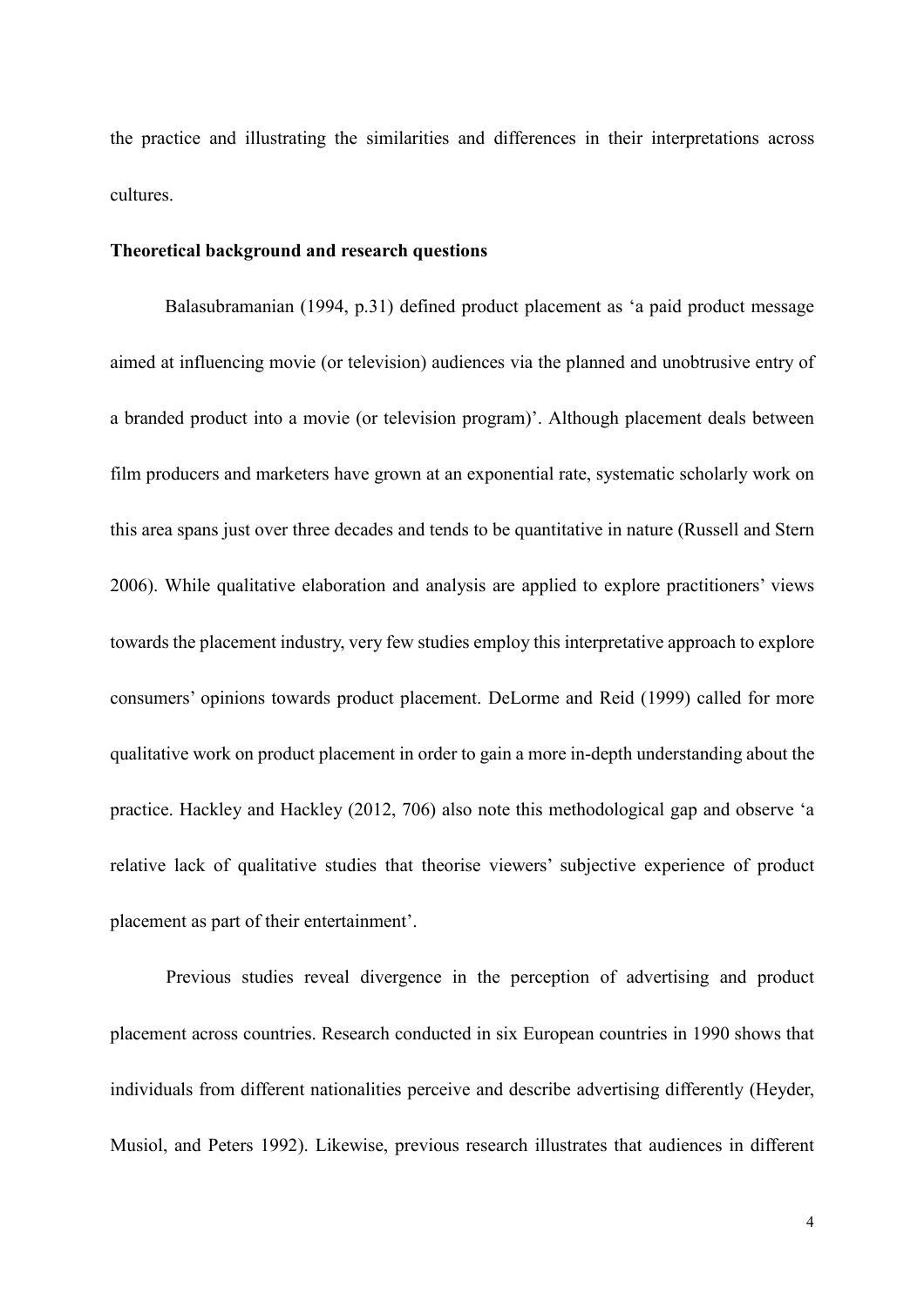the practice and illustrating the similarities and differences in their interpretations across cultures.

**Theoretical background and research questions**

Balasubramanian (1994, p.31) defined product placement as 'a paid product message aimed at influencing movie (or television) audiences via the planned and unobtrusive entry of a branded product into a movie (or television program)'. Although placement deals between film producers and marketers have grown at an exponential rate, systematic scholarly work on this area spans just over three decades and tends to be quantitative in nature (Russell and Stern 2006). While qualitative elaboration and analysis are applied to explore practitioners' views towards the placement industry, very few studies employ this interpretative approach to explore consumers' opinions towards product placement. DeLorme and Reid (1999) called for more qualitative work on product placement in order to gain a more in-depth understanding about the practice. Hackley and Hackley (2012, 706) also note this methodological gap and observe 'a relative lack of qualitative studies that theorise viewers' subjective experience of product placement as part of their entertainment'.

Previous studies reveal divergence in the perception of advertising and product placement across countries. Research conducted in six European countries in 1990 shows that individuals from different nationalities perceive and describe advertising differently (Heyder, Musiol, and Peters 1992). Likewise, previous research illustrates that audiences in different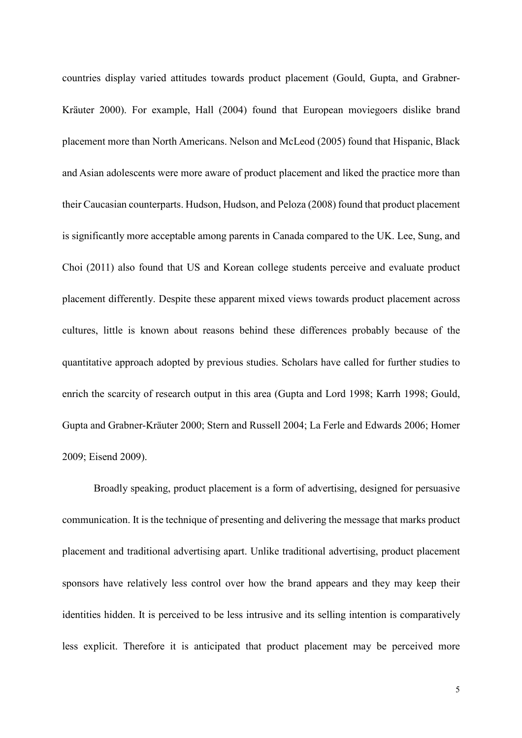countries display varied attitudes towards product placement (Gould, Gupta, and Grabner-Kräuter 2000). For example, Hall (2004) found that European moviegoers dislike brand placement more than North Americans. Nelson and McLeod (2005) found that Hispanic, Black and Asian adolescents were more aware of product placement and liked the practice more than their Caucasian counterparts. Hudson, Hudson, and Peloza (2008) found that product placement is significantly more acceptable among parents in Canada compared to the UK. Lee, Sung, and Choi (2011) also found that US and Korean college students perceive and evaluate product placement differently. Despite these apparent mixed views towards product placement across cultures, little is known about reasons behind these differences probably because of the quantitative approach adopted by previous studies. Scholars have called for further studies to enrich the scarcity of research output in this area (Gupta and Lord 1998; Karrh 1998; Gould, Gupta and Grabner-Kräuter 2000; Stern and Russell 2004; La Ferle and Edwards 2006; Homer 2009; Eisend 2009).

Broadly speaking, product placement is a form of advertising, designed for persuasive communication. It is the technique of presenting and delivering the message that marks product placement and traditional advertising apart. Unlike traditional advertising, product placement sponsors have relatively less control over how the brand appears and they may keep their identities hidden. It is perceived to be less intrusive and its selling intention is comparatively less explicit. Therefore it is anticipated that product placement may be perceived more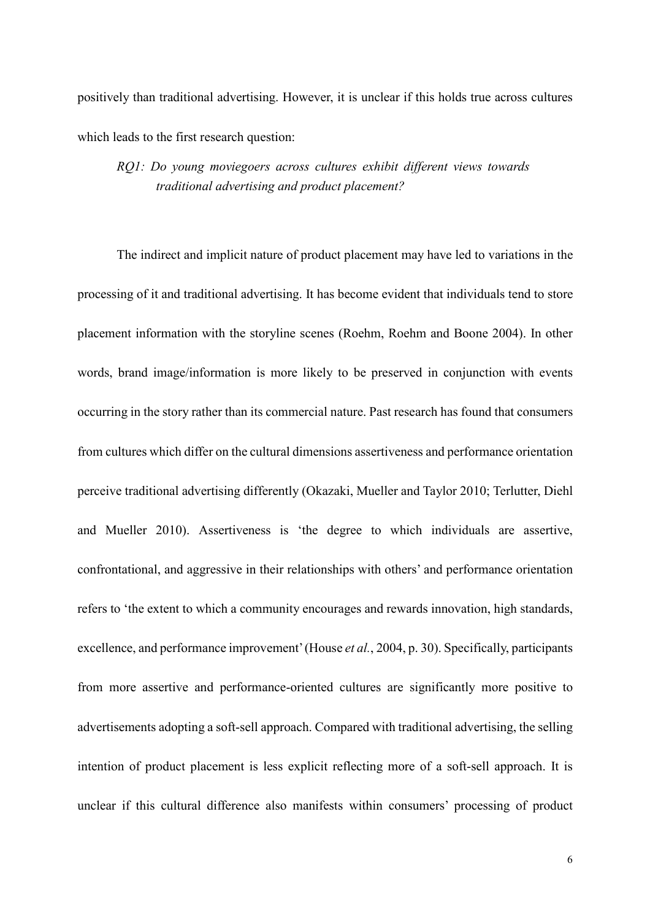positively than traditional advertising. However, it is unclear if this holds true across cultures which leads to the first research question:

> *RQ1: Do young moviegoers across cultures exhibit different views towards traditional advertising and product placement?*

The indirect and implicit nature of product placement may have led to variations in the processing of it and traditional advertising. It has become evident that individuals tend to store placement information with the storyline scenes (Roehm, Roehm and Boone 2004). In other words, brand image/information is more likely to be preserved in conjunction with events occurring in the story rather than its commercial nature. Past research has found that consumers from cultures which differ on the cultural dimensions assertiveness and performance orientation perceive traditional advertising differently (Okazaki, Mueller and Taylor 2010; Terlutter, Diehl and Mueller 2010). Assertiveness is 'the degree to which individuals are assertive, confrontational, and aggressive in their relationships with others' and performance orientation refers to 'the extent to which a community encourages and rewards innovation, high standards, excellence, and performance improvement' (House *et al.*, 2004, p. 30). Specifically, participants from more assertive and performance-oriented cultures are significantly more positive to advertisements adopting a soft-sell approach. Compared with traditional advertising, the selling intention of product placement is less explicit reflecting more of a soft-sell approach. It is unclear if this cultural difference also manifests within consumers' processing of product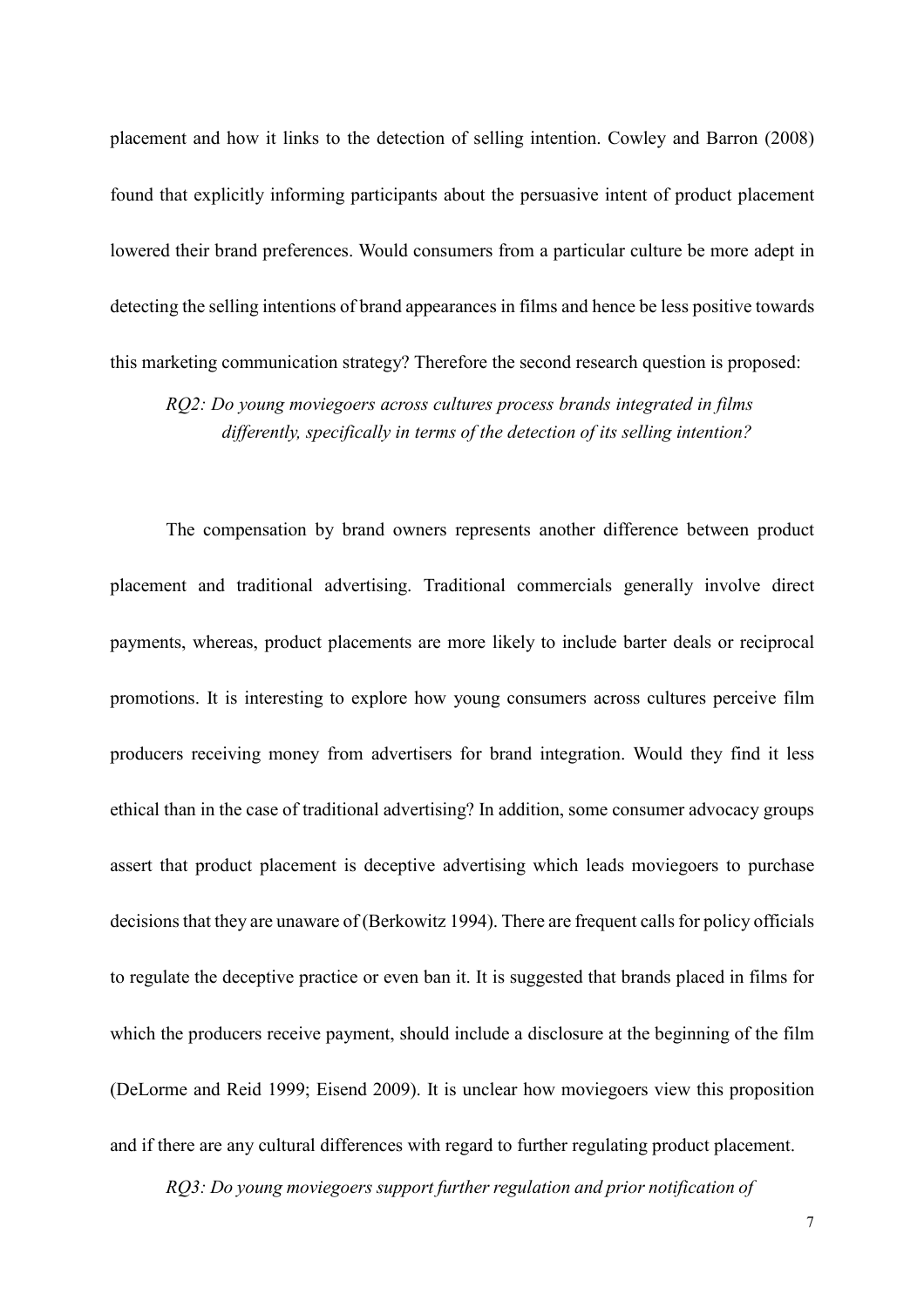placement and how it links to the detection of selling intention. Cowley and Barron (2008) found that explicitly informing participants about the persuasive intent of product placement lowered their brand preferences. Would consumers from a particular culture be more adept in detecting the selling intentions of brand appearances in films and hence be less positive towards this marketing communication strategy? Therefore the second research question is proposed:

*RQ2: Do young moviegoers across cultures process brands integrated in films differently, specifically in terms of the detection of its selling intention?*

The compensation by brand owners represents another difference between product placement and traditional advertising. Traditional commercials generally involve direct payments, whereas, product placements are more likely to include barter deals or reciprocal promotions. It is interesting to explore how young consumers across cultures perceive film producers receiving money from advertisers for brand integration. Would they find it less ethical than in the case of traditional advertising? In addition, some consumer advocacy groups assert that product placement is deceptive advertising which leads moviegoers to purchase decisions that they are unaware of (Berkowitz 1994). There are frequent calls for policy officials to regulate the deceptive practice or even ban it. It is suggested that brands placed in films for which the producers receive payment, should include a disclosure at the beginning of the film (DeLorme and Reid 1999; Eisend 2009). It is unclear how moviegoers view this proposition and if there are any cultural differences with regard to further regulating product placement.

*RQ3: Do young moviegoers support further regulation and prior notification of*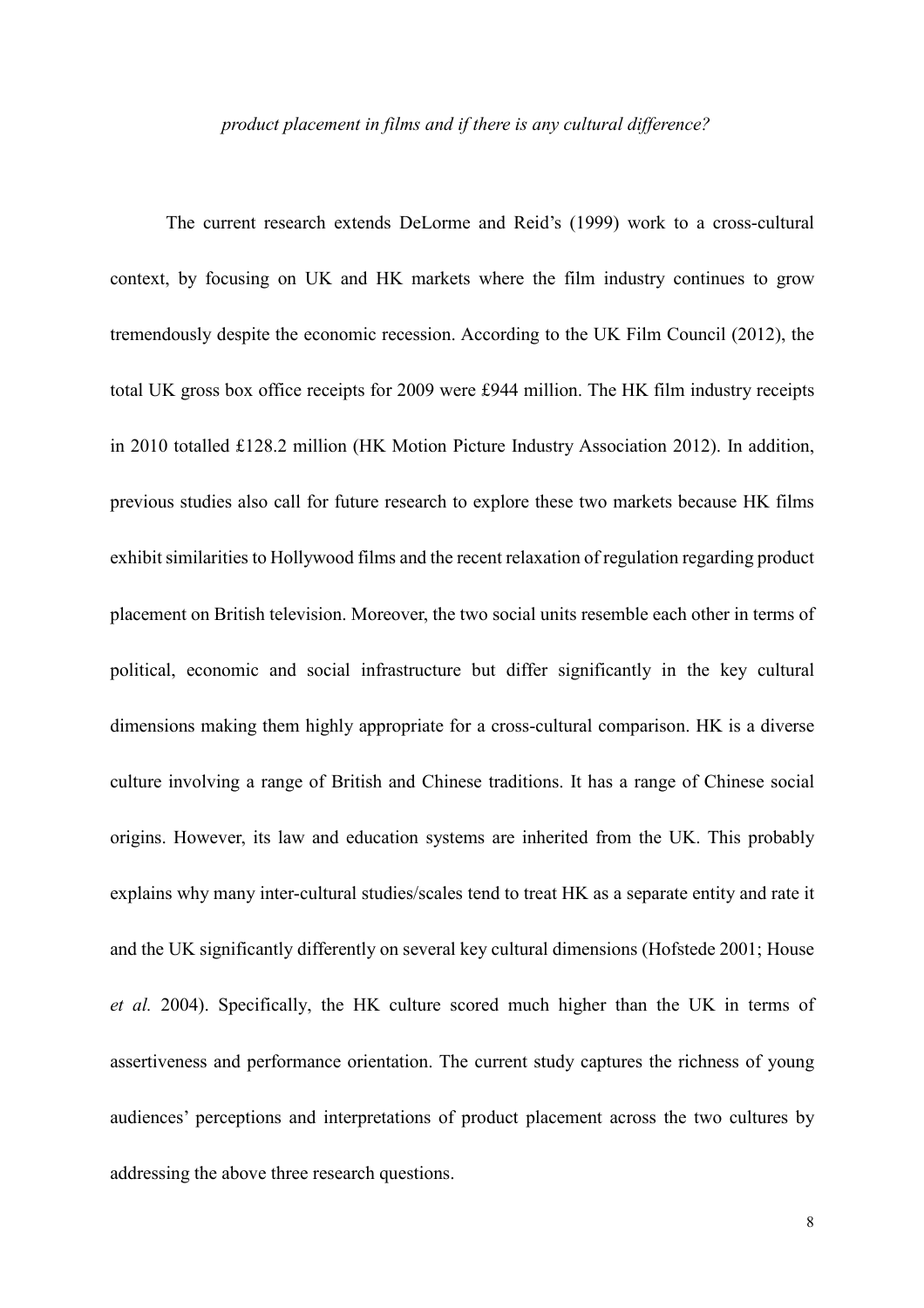*product placement in films and if there is any cultural difference?*

The current research extends DeLorme and Reid's (1999) work to a cross-cultural context, by focusing on UK and HK markets where the film industry continues to grow tremendously despite the economic recession. According to the UK Film Council (2012), the total UK gross box office receipts for 2009 were £944 million. The HK film industry receipts in 2010 totalled £128.2 million (HK Motion Picture Industry Association 2012). In addition, previous studies also call for future research to explore these two markets because HK films exhibit similarities to Hollywood films and the recent relaxation of regulation regarding product placement on British television. Moreover, the two social units resemble each other in terms of political, economic and social infrastructure but differ significantly in the key cultural dimensions making them highly appropriate for a cross-cultural comparison. HK is a diverse culture involving a range of British and Chinese traditions. It has a range of Chinese social origins. However, its law and education systems are inherited from the UK. This probably explains why many inter-cultural studies/scales tend to treat HK as a separate entity and rate it and the UK significantly differently on several key cultural dimensions (Hofstede 2001; House *et al.* 2004). Specifically, the HK culture scored much higher than the UK in terms of assertiveness and performance orientation. The current study captures the richness of young audiences' perceptions and interpretations of product placement across the two cultures by addressing the above three research questions.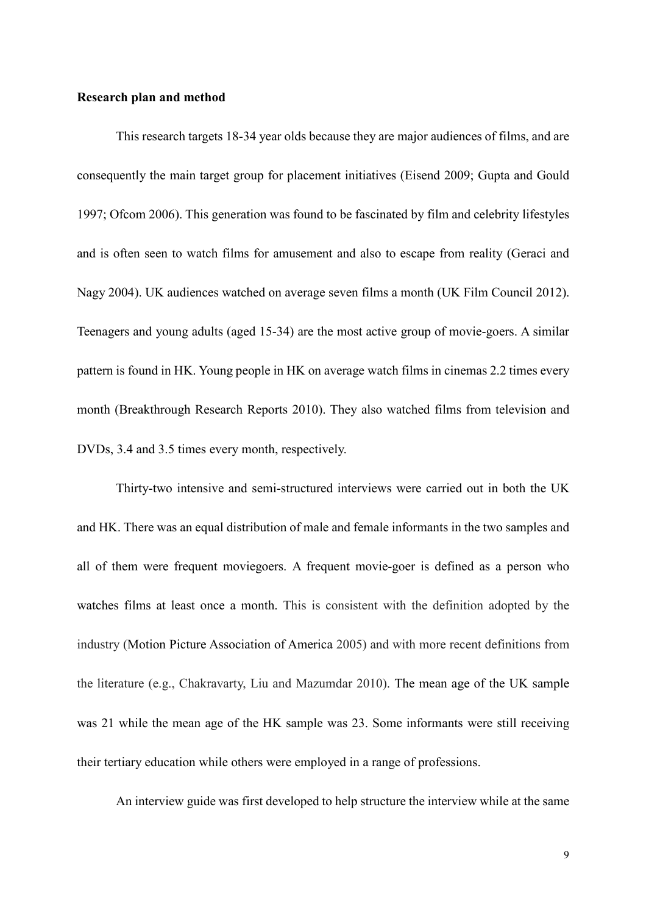**Research plan and method**

This research targets 18-34 year olds because they are major audiences of films, and are consequently the main target group for placement initiatives (Eisend 2009; Gupta and Gould 1997; Ofcom 2006). This generation was found to be fascinated by film and celebrity lifestyles and is often seen to watch films for amusement and also to escape from reality (Geraci and Nagy 2004). UK audiences watched on average seven films a month (UK Film Council 2012). Teenagers and young adults (aged 15-34) are the most active group of movie-goers. A similar pattern is found in HK. Young people in HK on average watch films in cinemas 2.2 times every month (Breakthrough Research Reports 2010). They also watched films from television and DVDs, 3.4 and 3.5 times every month, respectively.

Thirty-two intensive and semi-structured interviews were carried out in both the UK and HK. There was an equal distribution of male and female informants in the two samples and all of them were frequent moviegoers. A frequent movie-goer is defined as a person who watches films at least once a month. This is consistent with the definition adopted by the industry (Motion Picture Association of America 2005) and with more recent definitions from the literature (e.g., Chakravarty, Liu and Mazumdar 2010). The mean age of the UK sample was 21 while the mean age of the HK sample was 23. Some informants were still receiving their tertiary education while others were employed in a range of professions.

An interview guide was first developed to help structure the interview while at the same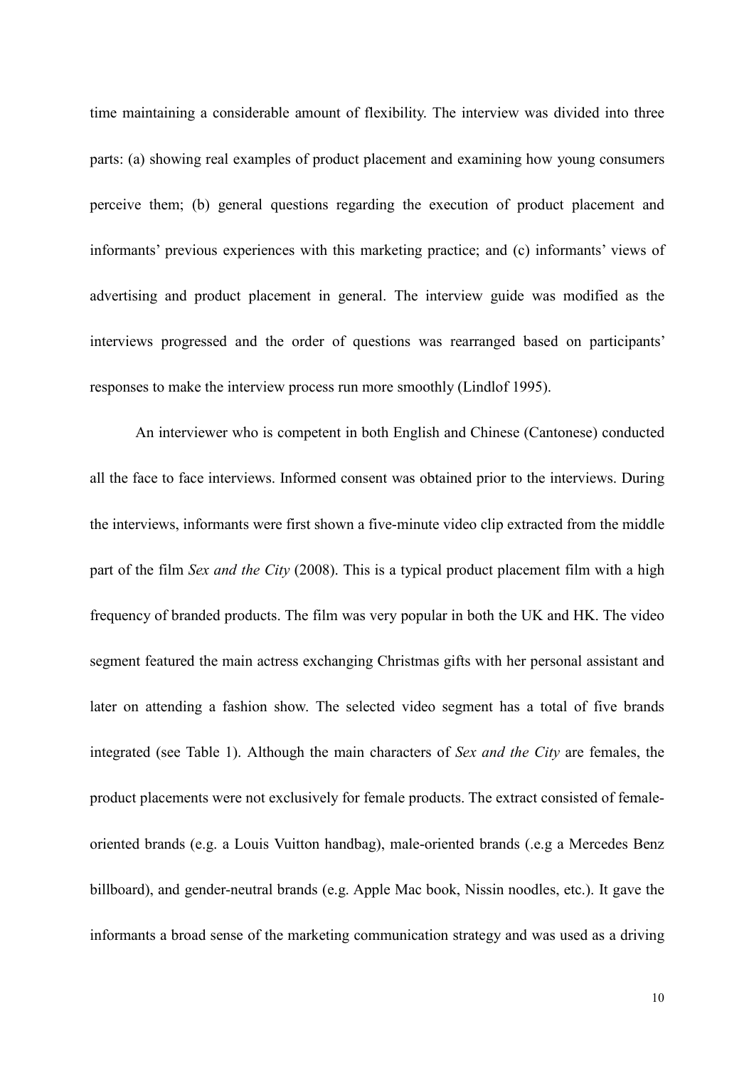time maintaining a considerable amount of flexibility. The interview was divided into three parts: (a) showing real examples of product placement and examining how young consumers perceive them; (b) general questions regarding the execution of product placement and informants' previous experiences with this marketing practice; and (c) informants' views of advertising and product placement in general. The interview guide was modified as the interviews progressed and the order of questions was rearranged based on participants' responses to make the interview process run more smoothly (Lindlof 1995).

An interviewer who is competent in both English and Chinese (Cantonese) conducted all the face to face interviews. Informed consent was obtained prior to the interviews. During the interviews, informants were first shown a five-minute video clip extracted from the middle part of the film *Sex and the City* (2008). This is a typical product placement film with a high frequency of branded products. The film was very popular in both the UK and HK. The video segment featured the main actress exchanging Christmas gifts with her personal assistant and later on attending a fashion show. The selected video segment has a total of five brands integrated (see Table 1). Although the main characters of *Sex and the City* are females, the product placements were not exclusively for female products. The extract consisted of female-oriented brands (e.g. a Louis Vuitton handbag), male-oriented brands (.e.g a Mercedes Benz billboard), and gender-neutral brands (e.g. Apple Mac book, Nissin noodles, etc.). It gave the informants a broad sense of the marketing communication strategy and was used as a driving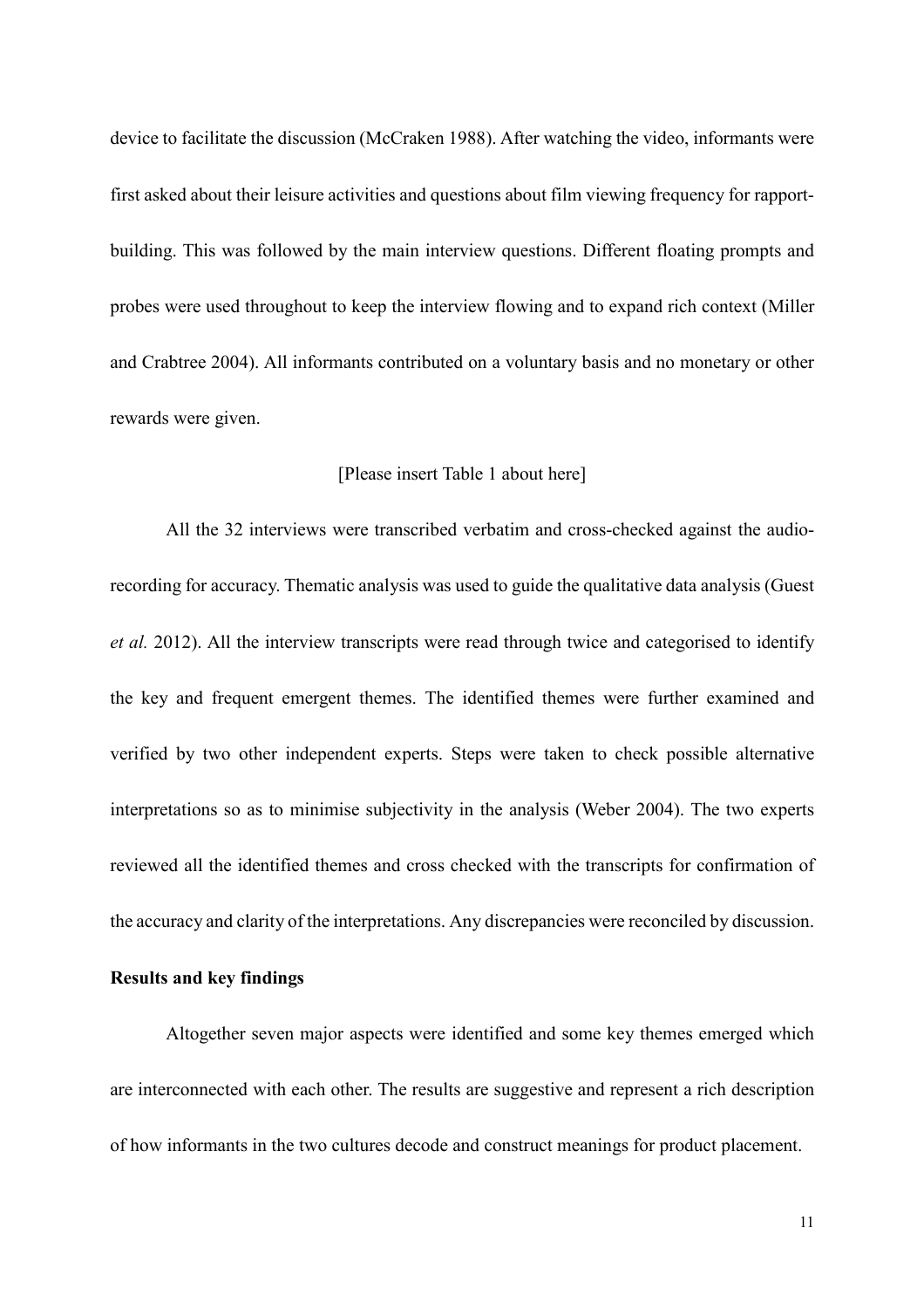device to facilitate the discussion (McCraken 1988). After watching the video, informants were first asked about their leisure activities and questions about film viewing frequency for rapport-building. This was followed by the main interview questions. Different floating prompts and probes were used throughout to keep the interview flowing and to expand rich context (Miller and Crabtree 2004). All informants contributed on a voluntary basis and no monetary or other rewards were given.

[Please insert Table 1 about here]

All the 32 interviews were transcribed verbatim and cross-checked against the audio-recording for accuracy. Thematic analysis was used to guide the qualitative data analysis (Guest *et al.* 2012). All the interview transcripts were read through twice and categorised to identify the key and frequent emergent themes. The identified themes were further examined and verified by two other independent experts. Steps were taken to check possible alternative interpretations so as to minimise subjectivity in the analysis (Weber 2004). The two experts reviewed all the identified themes and cross checked with the transcripts for confirmation of the accuracy and clarity of the interpretations. Any discrepancies were reconciled by discussion.

**Results and key findings**

Altogether seven major aspects were identified and some key themes emerged which are interconnected with each other. The results are suggestive and represent a rich description of how informants in the two cultures decode and construct meanings for product placement.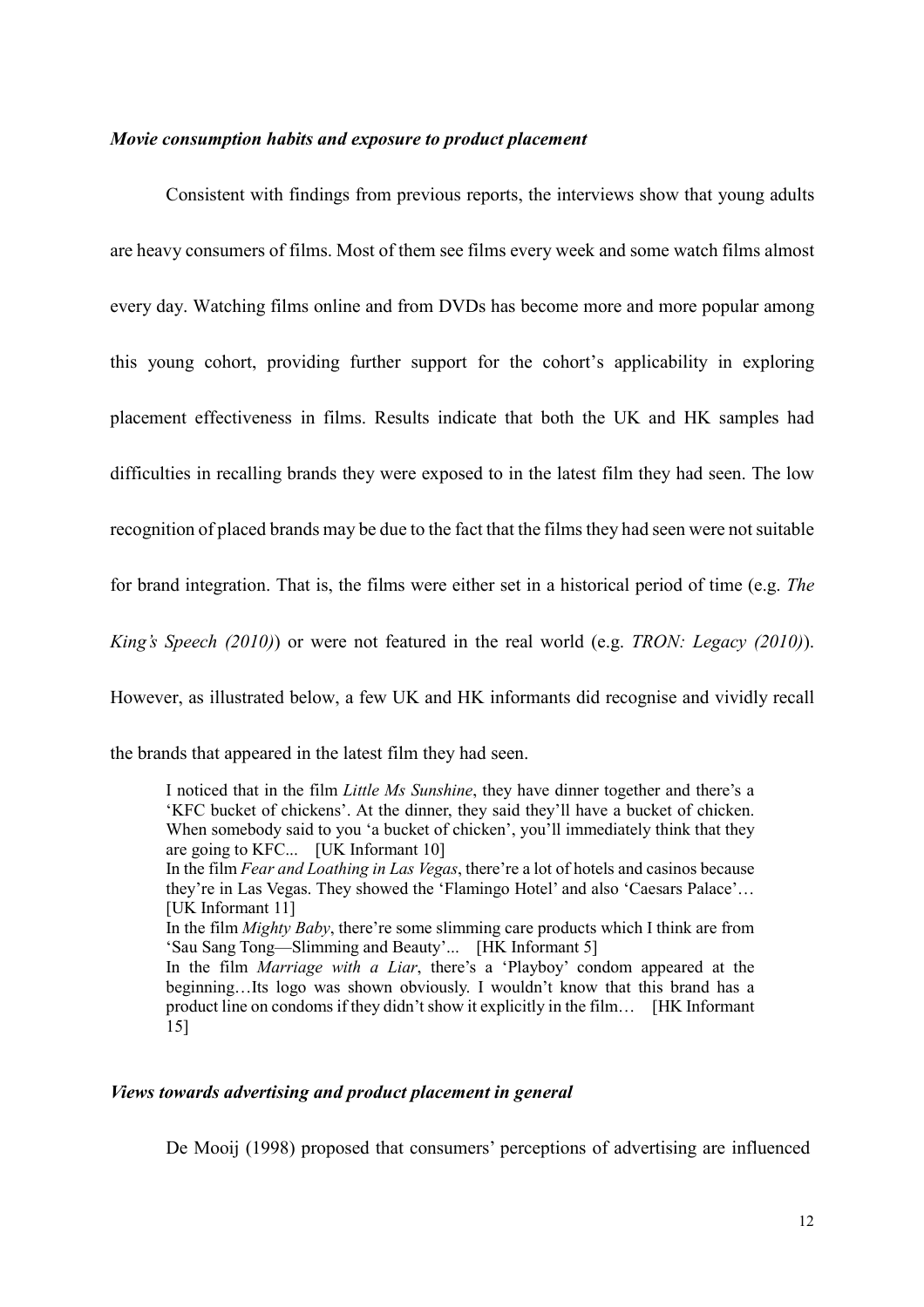### *Movie consumption habits and exposure to product placement*

Consistent with findings from previous reports, the interviews show that young adults are heavy consumers of films. Most of them see films every week and some watch films almost every day. Watching films online and from DVDs has become more and more popular among this young cohort, providing further support for the cohort's applicability in exploring placement effectiveness in films. Results indicate that both the UK and HK samples had difficulties in recalling brands they were exposed to in the latest film they had seen. The low recognition of placed brands may be due to the fact that the films they had seen were not suitable for brand integration. That is, the films were either set in a historical period of time (e.g. *The King's Speech (2010)*) or were not featured in the real world (e.g. *TRON: Legacy (2010)*). However, as illustrated below, a few UK and HK informants did recognise and vividly recall the brands that appeared in the latest film they had seen.

> I noticed that in the film *Little Ms Sunshine*, they have dinner together and there's a 'KFC bucket of chickens'. At the dinner, they said they'll have a bucket of chicken. When somebody said to you 'a bucket of chicken', you'll immediately think that they are going to KFC... [UK Informant 10]
>
> In the film *Fear and Loathing in Las Vegas*, there're a lot of hotels and casinos because they're in Las Vegas. They showed the 'Flamingo Hotel' and also 'Caesars Palace'… [UK Informant 11]
>
> In the film *Mighty Baby*, there're some slimming care products which I think are from 'Sau Sang Tong—Slimming and Beauty'... [HK Informant 5]
>
> In the film *Marriage with a Liar*, there's a 'Playboy' condom appeared at the beginning…Its logo was shown obviously. I wouldn't know that this brand has a product line on condoms if they didn't show it explicitly in the film… [HK Informant 15]

### *Views towards advertising and product placement in general*

De Mooij (1998) proposed that consumers' perceptions of advertising are influenced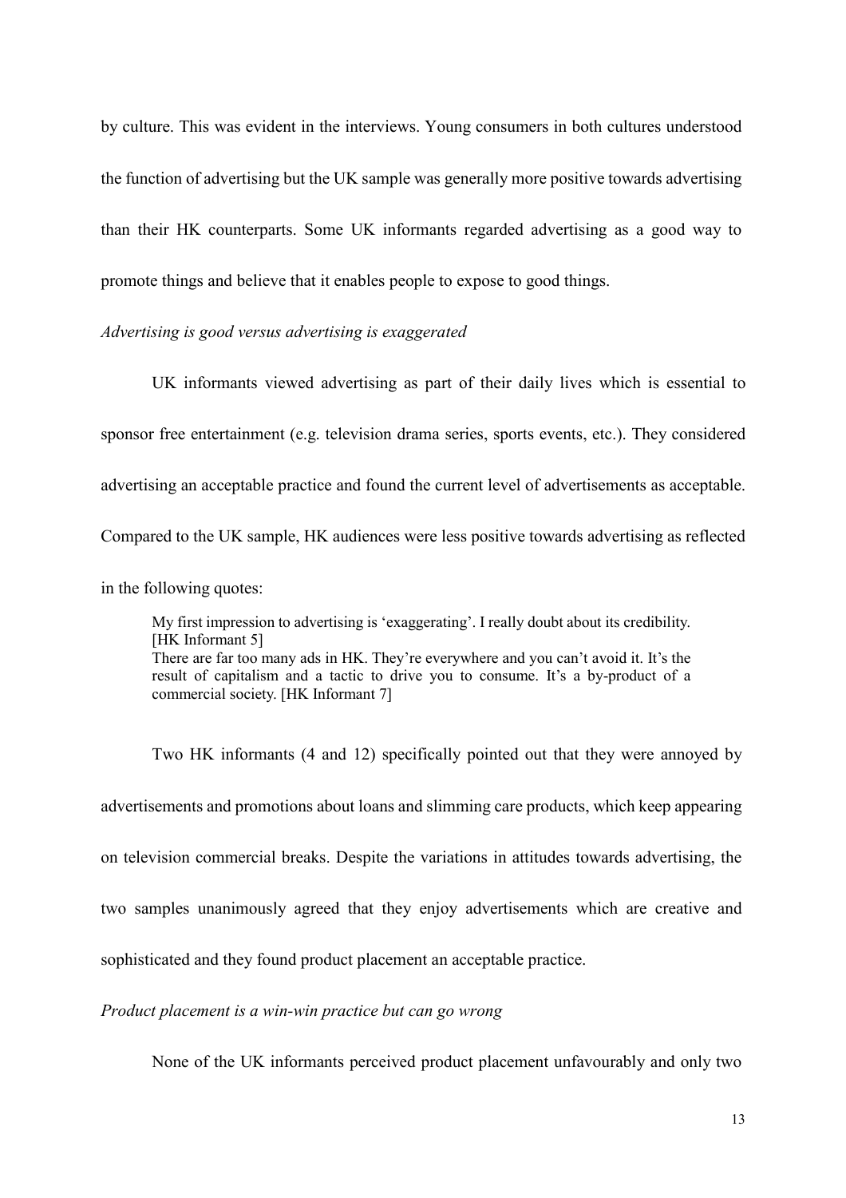by culture. This was evident in the interviews. Young consumers in both cultures understood the function of advertising but the UK sample was generally more positive towards advertising than their HK counterparts. Some UK informants regarded advertising as a good way to promote things and believe that it enables people to expose to good things.

*Advertising is good versus advertising is exaggerated*

UK informants viewed advertising as part of their daily lives which is essential to sponsor free entertainment (e.g. television drama series, sports events, etc.). They considered advertising an acceptable practice and found the current level of advertisements as acceptable. Compared to the UK sample, HK audiences were less positive towards advertising as reflected in the following quotes:

> My first impression to advertising is 'exaggerating'. I really doubt about its credibility. [HK Informant 5]
>
> There are far too many ads in HK. They're everywhere and you can't avoid it. It's the result of capitalism and a tactic to drive you to consume. It's a by-product of a commercial society. [HK Informant 7]

Two HK informants (4 and 12) specifically pointed out that they were annoyed by advertisements and promotions about loans and slimming care products, which keep appearing on television commercial breaks. Despite the variations in attitudes towards advertising, the two samples unanimously agreed that they enjoy advertisements which are creative and sophisticated and they found product placement an acceptable practice.

*Product placement is a win-win practice but can go wrong*

None of the UK informants perceived product placement unfavourably and only two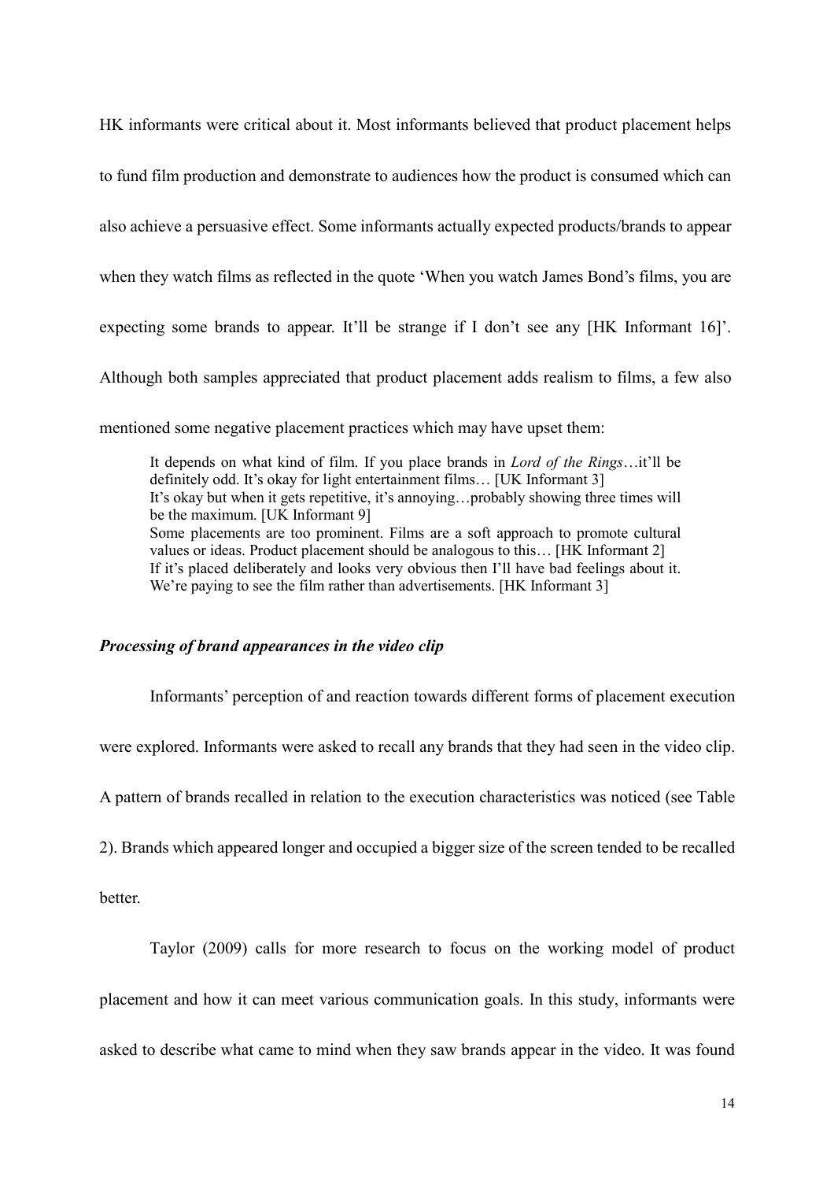HK informants were critical about it. Most informants believed that product placement helps to fund film production and demonstrate to audiences how the product is consumed which can also achieve a persuasive effect. Some informants actually expected products/brands to appear when they watch films as reflected in the quote 'When you watch James Bond's films, you are expecting some brands to appear. It'll be strange if I don't see any [HK Informant 16]'. Although both samples appreciated that product placement adds realism to films, a few also mentioned some negative placement practices which may have upset them:

> It depends on what kind of film. If you place brands in *Lord of the Rings*…it'll be definitely odd. It's okay for light entertainment films… [UK Informant 3]
> It's okay but when it gets repetitive, it's annoying…probably showing three times will be the maximum. [UK Informant 9]
> Some placements are too prominent. Films are a soft approach to promote cultural values or ideas. Product placement should be analogous to this… [HK Informant 2]
> If it's placed deliberately and looks very obvious then I'll have bad feelings about it. We're paying to see the film rather than advertisements. [HK Informant 3]

***Processing of brand appearances in the video clip***

Informants' perception of and reaction towards different forms of placement execution were explored. Informants were asked to recall any brands that they had seen in the video clip. A pattern of brands recalled in relation to the execution characteristics was noticed (see Table 2). Brands which appeared longer and occupied a bigger size of the screen tended to be recalled better.

Taylor (2009) calls for more research to focus on the working model of product placement and how it can meet various communication goals. In this study, informants were asked to describe what came to mind when they saw brands appear in the video. It was found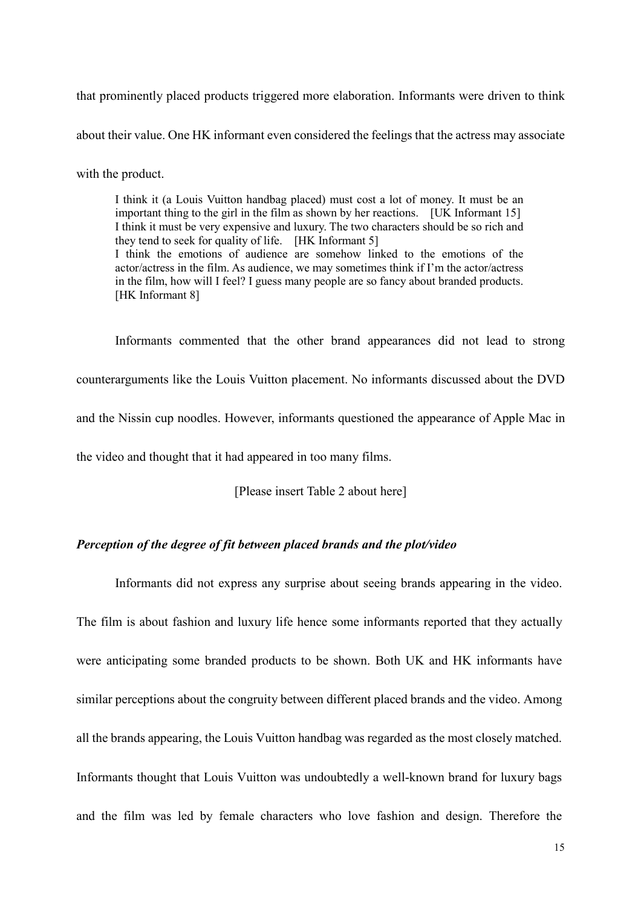that prominently placed products triggered more elaboration. Informants were driven to think about their value. One HK informant even considered the feelings that the actress may associate with the product.

> I think it (a Louis Vuitton handbag placed) must cost a lot of money. It must be an important thing to the girl in the film as shown by her reactions. [UK Informant 15]
> I think it must be very expensive and luxury. The two characters should be so rich and they tend to seek for quality of life. [HK Informant 5]
> I think the emotions of audience are somehow linked to the emotions of the actor/actress in the film. As audience, we may sometimes think if I'm the actor/actress in the film, how will I feel? I guess many people are so fancy about branded products. [HK Informant 8]

Informants commented that the other brand appearances did not lead to strong counterarguments like the Louis Vuitton placement. No informants discussed about the DVD and the Nissin cup noodles. However, informants questioned the appearance of Apple Mac in the video and thought that it had appeared in too many films.

[Please insert Table 2 about here]

***Perception of the degree of fit between placed brands and the plot/video***

Informants did not express any surprise about seeing brands appearing in the video. The film is about fashion and luxury life hence some informants reported that they actually were anticipating some branded products to be shown. Both UK and HK informants have similar perceptions about the congruity between different placed brands and the video. Among all the brands appearing, the Louis Vuitton handbag was regarded as the most closely matched. Informants thought that Louis Vuitton was undoubtedly a well-known brand for luxury bags and the film was led by female characters who love fashion and design. Therefore the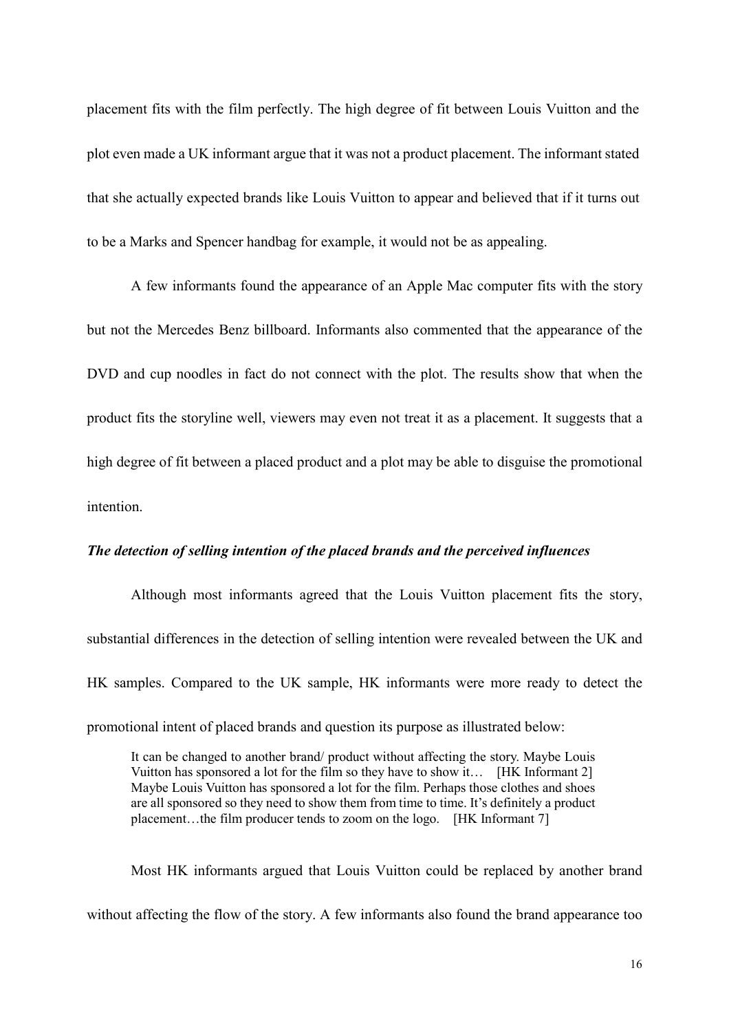placement fits with the film perfectly. The high degree of fit between Louis Vuitton and the plot even made a UK informant argue that it was not a product placement. The informant stated that she actually expected brands like Louis Vuitton to appear and believed that if it turns out to be a Marks and Spencer handbag for example, it would not be as appealing.

A few informants found the appearance of an Apple Mac computer fits with the story but not the Mercedes Benz billboard. Informants also commented that the appearance of the DVD and cup noodles in fact do not connect with the plot. The results show that when the product fits the storyline well, viewers may even not treat it as a placement. It suggests that a high degree of fit between a placed product and a plot may be able to disguise the promotional intention.

***The detection of selling intention of the placed brands and the perceived influences***

Although most informants agreed that the Louis Vuitton placement fits the story, substantial differences in the detection of selling intention were revealed between the UK and HK samples. Compared to the UK sample, HK informants were more ready to detect the promotional intent of placed brands and question its purpose as illustrated below:

> It can be changed to another brand/ product without affecting the story. Maybe Louis Vuitton has sponsored a lot for the film so they have to show it… [HK Informant 2]
> Maybe Louis Vuitton has sponsored a lot for the film. Perhaps those clothes and shoes are all sponsored so they need to show them from time to time. It's definitely a product placement…the film producer tends to zoom on the logo. [HK Informant 7]

Most HK informants argued that Louis Vuitton could be replaced by another brand without affecting the flow of the story. A few informants also found the brand appearance too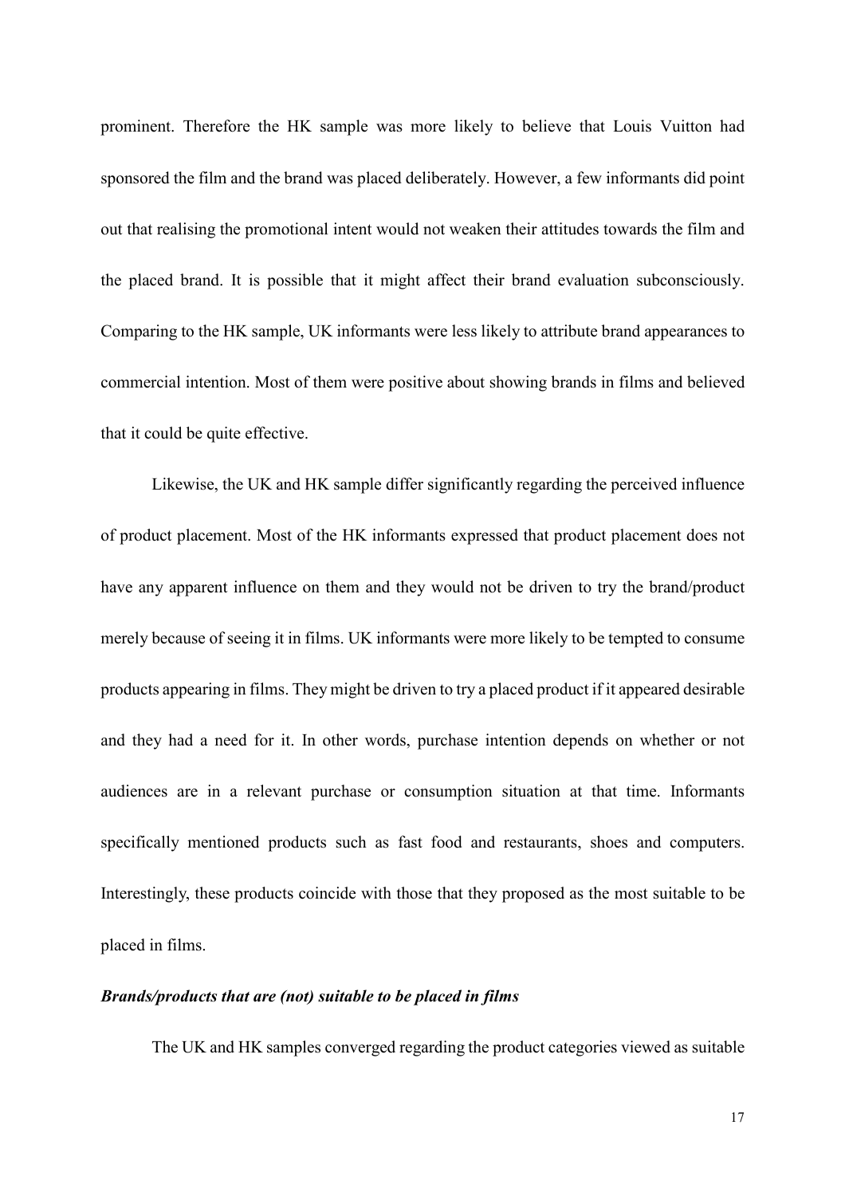prominent. Therefore the HK sample was more likely to believe that Louis Vuitton had sponsored the film and the brand was placed deliberately. However, a few informants did point out that realising the promotional intent would not weaken their attitudes towards the film and the placed brand. It is possible that it might affect their brand evaluation subconsciously. Comparing to the HK sample, UK informants were less likely to attribute brand appearances to commercial intention. Most of them were positive about showing brands in films and believed that it could be quite effective.

Likewise, the UK and HK sample differ significantly regarding the perceived influence of product placement. Most of the HK informants expressed that product placement does not have any apparent influence on them and they would not be driven to try the brand/product merely because of seeing it in films. UK informants were more likely to be tempted to consume products appearing in films. They might be driven to try a placed product if it appeared desirable and they had a need for it. In other words, purchase intention depends on whether or not audiences are in a relevant purchase or consumption situation at that time. Informants specifically mentioned products such as fast food and restaurants, shoes and computers. Interestingly, these products coincide with those that they proposed as the most suitable to be placed in films.

***Brands/products that are (not) suitable to be placed in films***

The UK and HK samples converged regarding the product categories viewed as suitable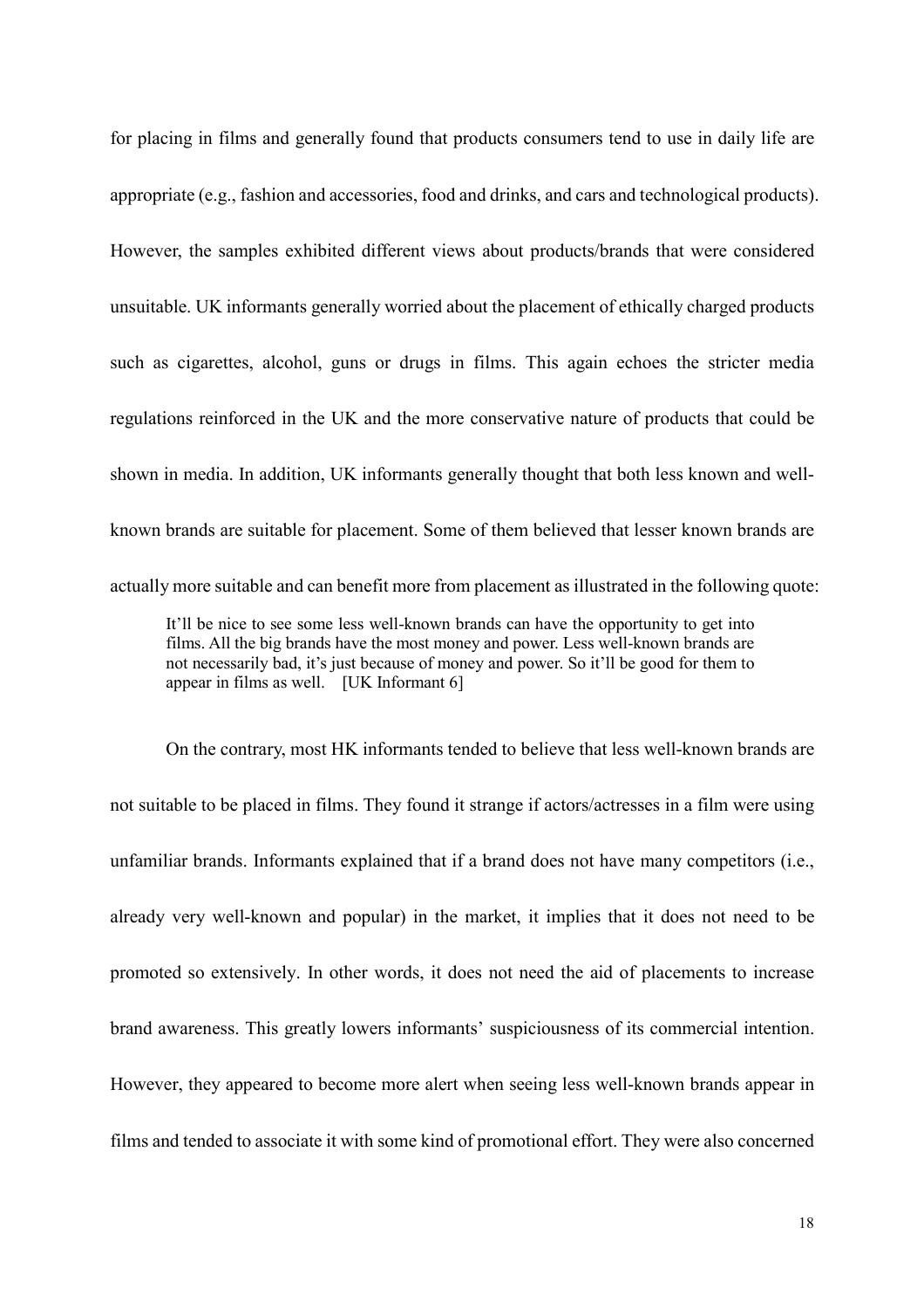for placing in films and generally found that products consumers tend to use in daily life are appropriate (e.g., fashion and accessories, food and drinks, and cars and technological products). However, the samples exhibited different views about products/brands that were considered unsuitable. UK informants generally worried about the placement of ethically charged products such as cigarettes, alcohol, guns or drugs in films. This again echoes the stricter media regulations reinforced in the UK and the more conservative nature of products that could be shown in media. In addition, UK informants generally thought that both less known and well-known brands are suitable for placement. Some of them believed that lesser known brands are actually more suitable and can benefit more from placement as illustrated in the following quote:

> It'll be nice to see some less well-known brands can have the opportunity to get into films. All the big brands have the most money and power. Less well-known brands are not necessarily bad, it's just because of money and power. So it'll be good for them to appear in films as well. [UK Informant 6]

On the contrary, most HK informants tended to believe that less well-known brands are not suitable to be placed in films. They found it strange if actors/actresses in a film were using unfamiliar brands. Informants explained that if a brand does not have many competitors (i.e., already very well-known and popular) in the market, it implies that it does not need to be promoted so extensively. In other words, it does not need the aid of placements to increase brand awareness. This greatly lowers informants' suspiciousness of its commercial intention. However, they appeared to become more alert when seeing less well-known brands appear in films and tended to associate it with some kind of promotional effort. They were also concerned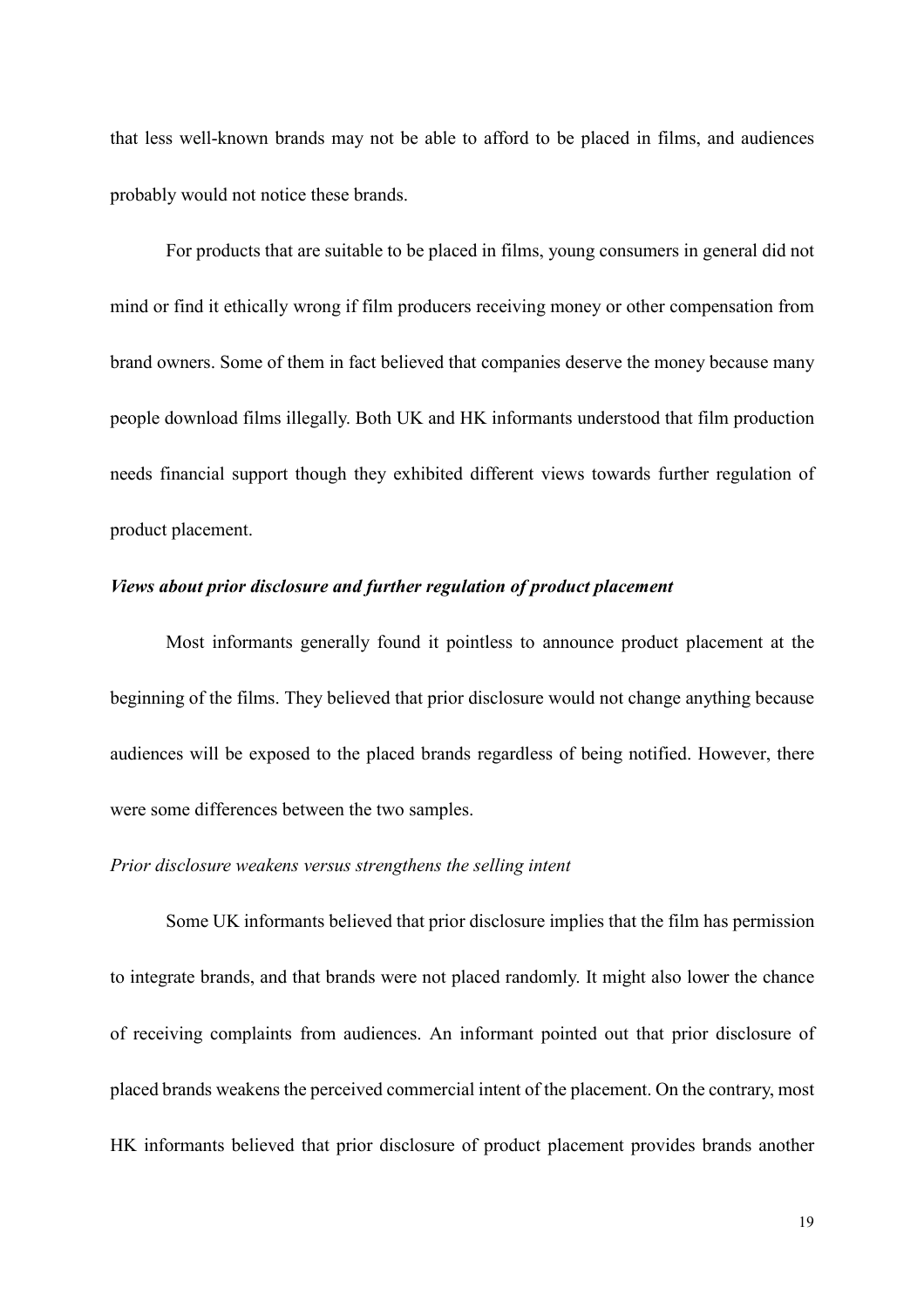that less well-known brands may not be able to afford to be placed in films, and audiences probably would not notice these brands.

For products that are suitable to be placed in films, young consumers in general did not mind or find it ethically wrong if film producers receiving money or other compensation from brand owners. Some of them in fact believed that companies deserve the money because many people download films illegally. Both UK and HK informants understood that film production needs financial support though they exhibited different views towards further regulation of product placement.

***Views about prior disclosure and further regulation of product placement***

Most informants generally found it pointless to announce product placement at the beginning of the films. They believed that prior disclosure would not change anything because audiences will be exposed to the placed brands regardless of being notified. However, there were some differences between the two samples.

*Prior disclosure weakens versus strengthens the selling intent*

Some UK informants believed that prior disclosure implies that the film has permission to integrate brands, and that brands were not placed randomly. It might also lower the chance of receiving complaints from audiences. An informant pointed out that prior disclosure of placed brands weakens the perceived commercial intent of the placement. On the contrary, most HK informants believed that prior disclosure of product placement provides brands another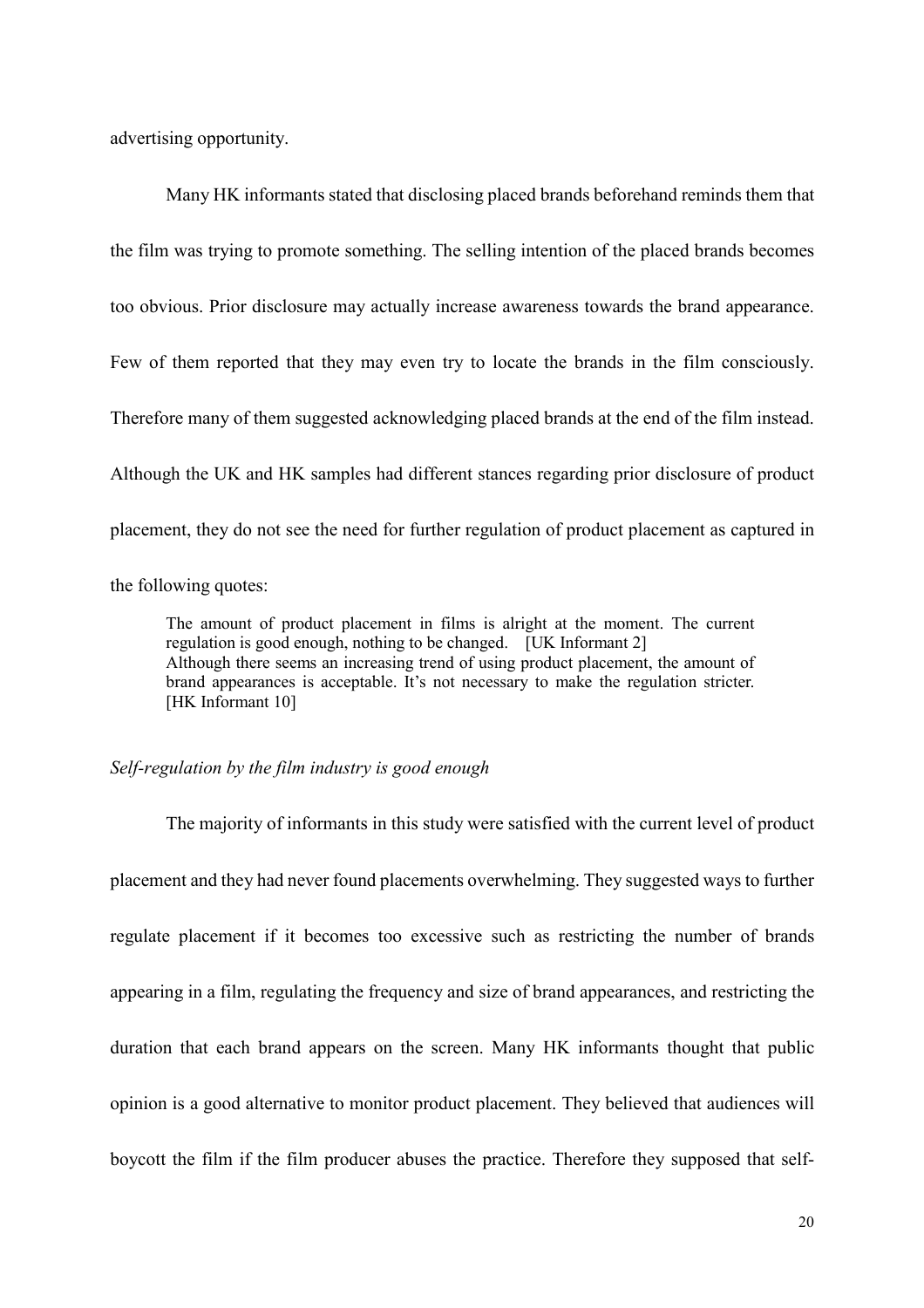advertising opportunity.

Many HK informants stated that disclosing placed brands beforehand reminds them that the film was trying to promote something. The selling intention of the placed brands becomes too obvious. Prior disclosure may actually increase awareness towards the brand appearance. Few of them reported that they may even try to locate the brands in the film consciously. Therefore many of them suggested acknowledging placed brands at the end of the film instead. Although the UK and HK samples had different stances regarding prior disclosure of product placement, they do not see the need for further regulation of product placement as captured in the following quotes:

> The amount of product placement in films is alright at the moment. The current regulation is good enough, nothing to be changed. [UK Informant 2]
> Although there seems an increasing trend of using product placement, the amount of brand appearances is acceptable. It's not necessary to make the regulation stricter. [HK Informant 10]

*Self-regulation by the film industry is good enough*

The majority of informants in this study were satisfied with the current level of product placement and they had never found placements overwhelming. They suggested ways to further regulate placement if it becomes too excessive such as restricting the number of brands appearing in a film, regulating the frequency and size of brand appearances, and restricting the duration that each brand appears on the screen. Many HK informants thought that public opinion is a good alternative to monitor product placement. They believed that audiences will boycott the film if the film producer abuses the practice. Therefore they supposed that self-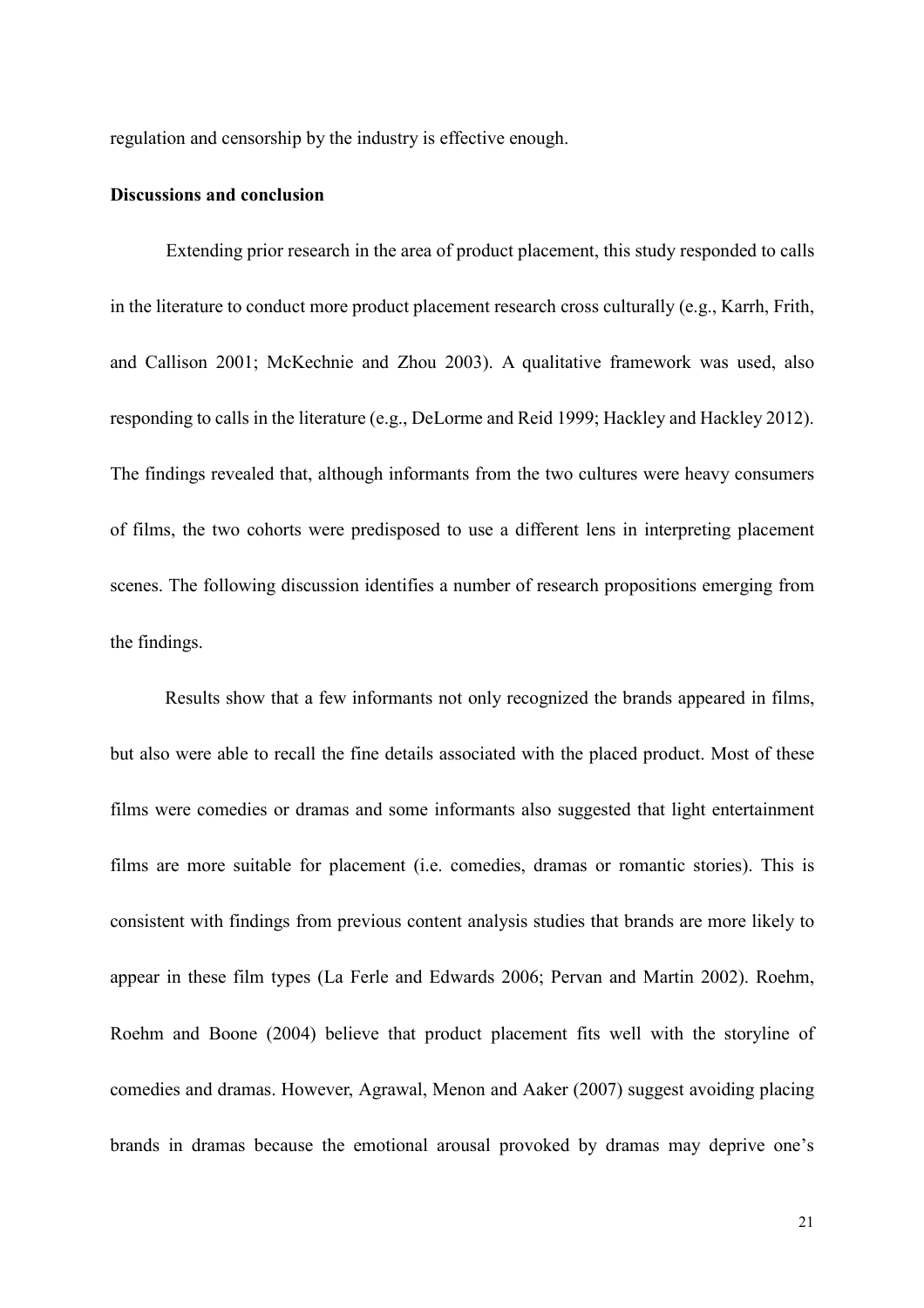regulation and censorship by the industry is effective enough.

**Discussions and conclusion**

Extending prior research in the area of product placement, this study responded to calls in the literature to conduct more product placement research cross culturally (e.g., Karrh, Frith, and Callison 2001; McKechnie and Zhou 2003). A qualitative framework was used, also responding to calls in the literature (e.g., DeLorme and Reid 1999; Hackley and Hackley 2012). The findings revealed that, although informants from the two cultures were heavy consumers of films, the two cohorts were predisposed to use a different lens in interpreting placement scenes. The following discussion identifies a number of research propositions emerging from the findings.

Results show that a few informants not only recognized the brands appeared in films, but also were able to recall the fine details associated with the placed product. Most of these films were comedies or dramas and some informants also suggested that light entertainment films are more suitable for placement (i.e. comedies, dramas or romantic stories). This is consistent with findings from previous content analysis studies that brands are more likely to appear in these film types (La Ferle and Edwards 2006; Pervan and Martin 2002). Roehm, Roehm and Boone (2004) believe that product placement fits well with the storyline of comedies and dramas. However, Agrawal, Menon and Aaker (2007) suggest avoiding placing brands in dramas because the emotional arousal provoked by dramas may deprive one's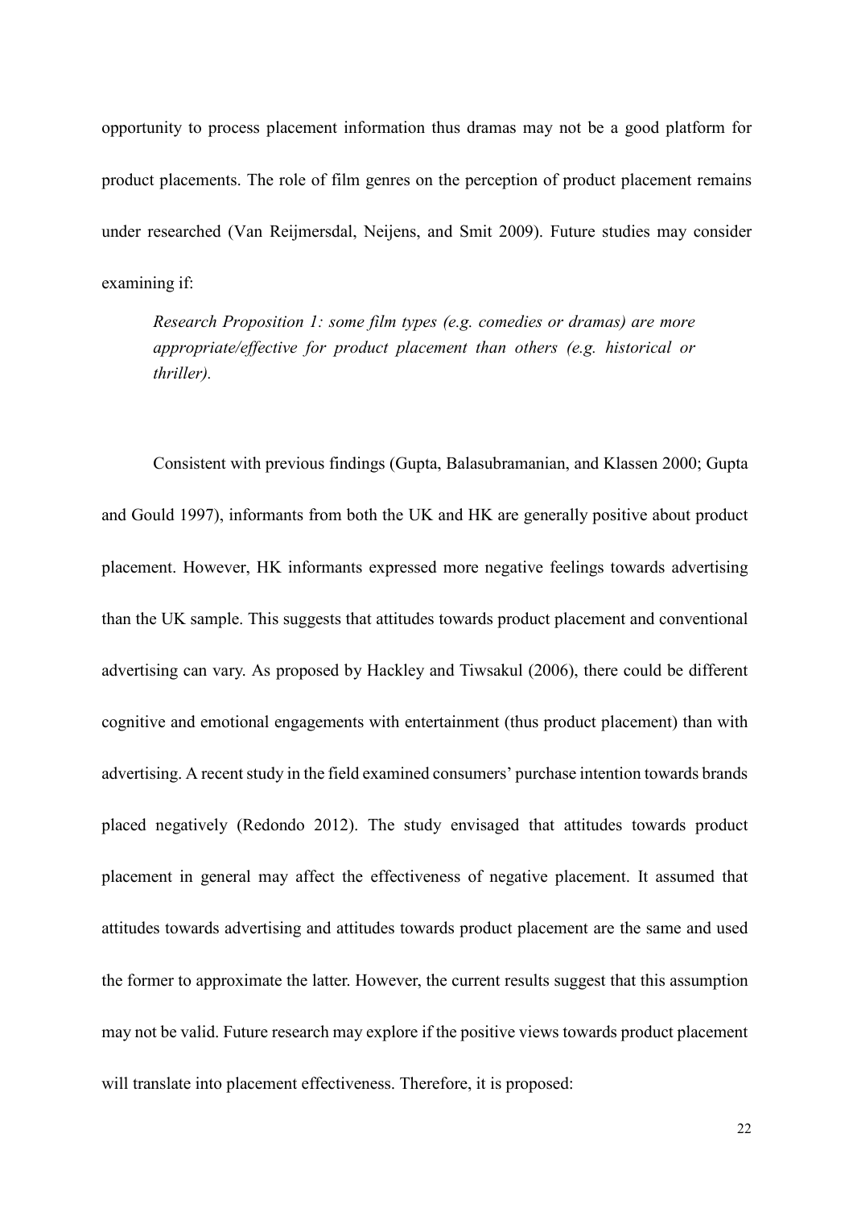opportunity to process placement information thus dramas may not be a good platform for product placements. The role of film genres on the perception of product placement remains under researched (Van Reijmersdal, Neijens, and Smit 2009). Future studies may consider examining if:

> *Research Proposition 1: some film types (e.g. comedies or dramas) are more appropriate/effective for product placement than others (e.g. historical or thriller).*

Consistent with previous findings (Gupta, Balasubramanian, and Klassen 2000; Gupta and Gould 1997), informants from both the UK and HK are generally positive about product placement. However, HK informants expressed more negative feelings towards advertising than the UK sample. This suggests that attitudes towards product placement and conventional advertising can vary. As proposed by Hackley and Tiwsakul (2006), there could be different cognitive and emotional engagements with entertainment (thus product placement) than with advertising. A recent study in the field examined consumers' purchase intention towards brands placed negatively (Redondo 2012). The study envisaged that attitudes towards product placement in general may affect the effectiveness of negative placement. It assumed that attitudes towards advertising and attitudes towards product placement are the same and used the former to approximate the latter. However, the current results suggest that this assumption may not be valid. Future research may explore if the positive views towards product placement will translate into placement effectiveness. Therefore, it is proposed: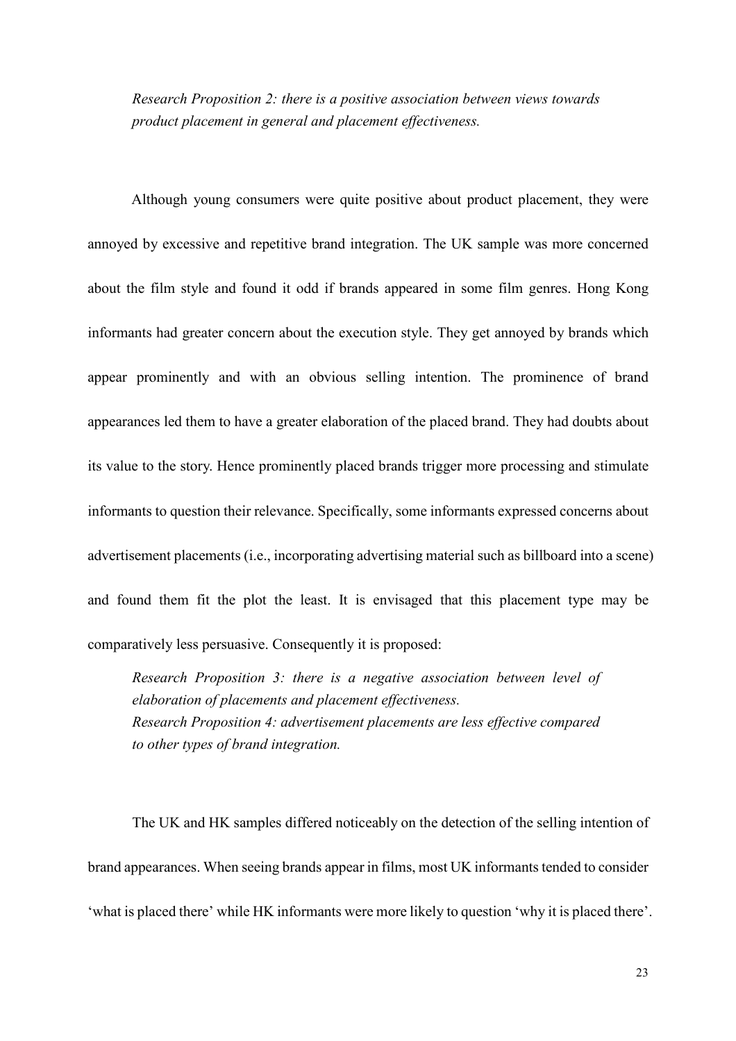*Research Proposition 2: there is a positive association between views towards product placement in general and placement effectiveness.*

Although young consumers were quite positive about product placement, they were annoyed by excessive and repetitive brand integration. The UK sample was more concerned about the film style and found it odd if brands appeared in some film genres. Hong Kong informants had greater concern about the execution style. They get annoyed by brands which appear prominently and with an obvious selling intention. The prominence of brand appearances led them to have a greater elaboration of the placed brand. They had doubts about its value to the story. Hence prominently placed brands trigger more processing and stimulate informants to question their relevance. Specifically, some informants expressed concerns about advertisement placements (i.e., incorporating advertising material such as billboard into a scene) and found them fit the plot the least. It is envisaged that this placement type may be comparatively less persuasive. Consequently it is proposed:

*Research Proposition 3: there is a negative association between level of elaboration of placements and placement effectiveness.*
*Research Proposition 4: advertisement placements are less effective compared to other types of brand integration.*

The UK and HK samples differed noticeably on the detection of the selling intention of brand appearances. When seeing brands appear in films, most UK informants tended to consider 'what is placed there' while HK informants were more likely to question 'why it is placed there'.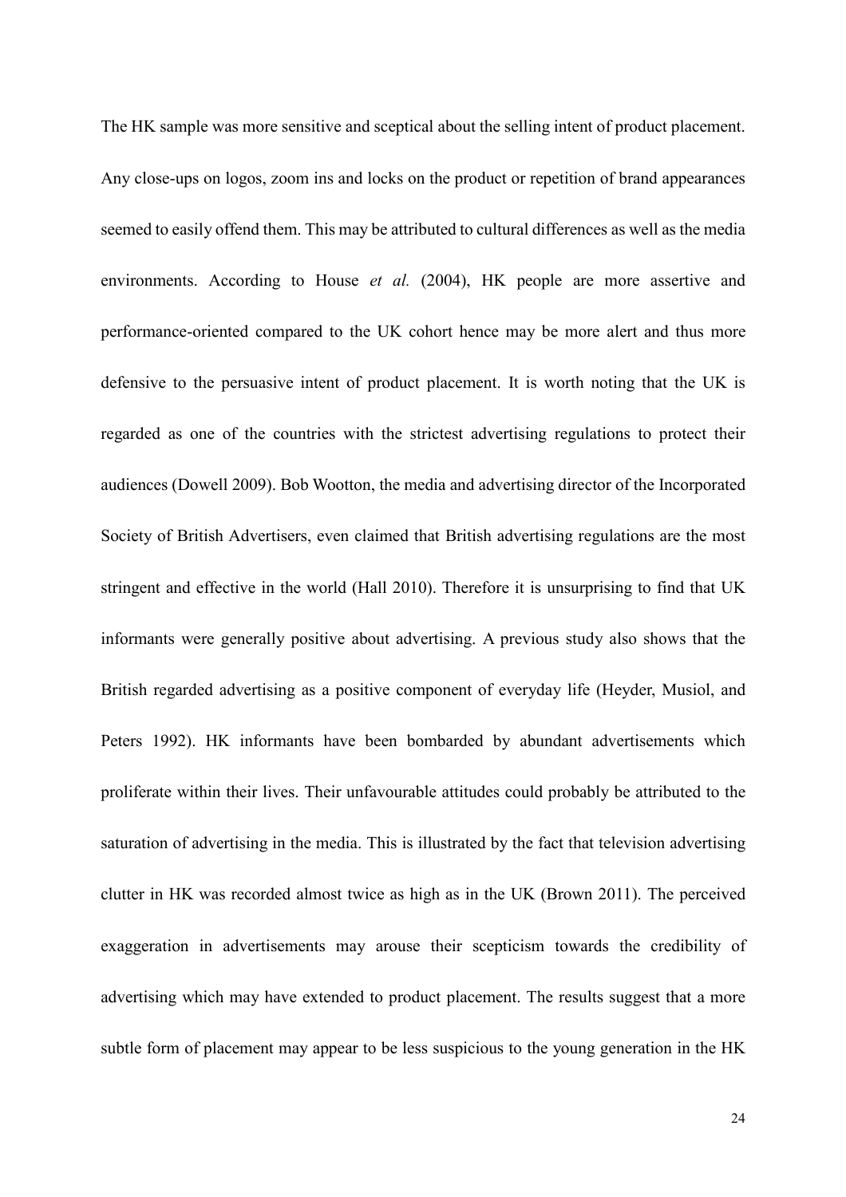The HK sample was more sensitive and sceptical about the selling intent of product placement. Any close-ups on logos, zoom ins and locks on the product or repetition of brand appearances seemed to easily offend them. This may be attributed to cultural differences as well as the media environments. According to House *et al.* (2004), HK people are more assertive and performance-oriented compared to the UK cohort hence may be more alert and thus more defensive to the persuasive intent of product placement. It is worth noting that the UK is regarded as one of the countries with the strictest advertising regulations to protect their audiences (Dowell 2009). Bob Wootton, the media and advertising director of the Incorporated Society of British Advertisers, even claimed that British advertising regulations are the most stringent and effective in the world (Hall 2010). Therefore it is unsurprising to find that UK informants were generally positive about advertising. A previous study also shows that the British regarded advertising as a positive component of everyday life (Heyder, Musiol, and Peters 1992). HK informants have been bombarded by abundant advertisements which proliferate within their lives. Their unfavourable attitudes could probably be attributed to the saturation of advertising in the media. This is illustrated by the fact that television advertising clutter in HK was recorded almost twice as high as in the UK (Brown 2011). The perceived exaggeration in advertisements may arouse their scepticism towards the credibility of advertising which may have extended to product placement. The results suggest that a more subtle form of placement may appear to be less suspicious to the young generation in the HK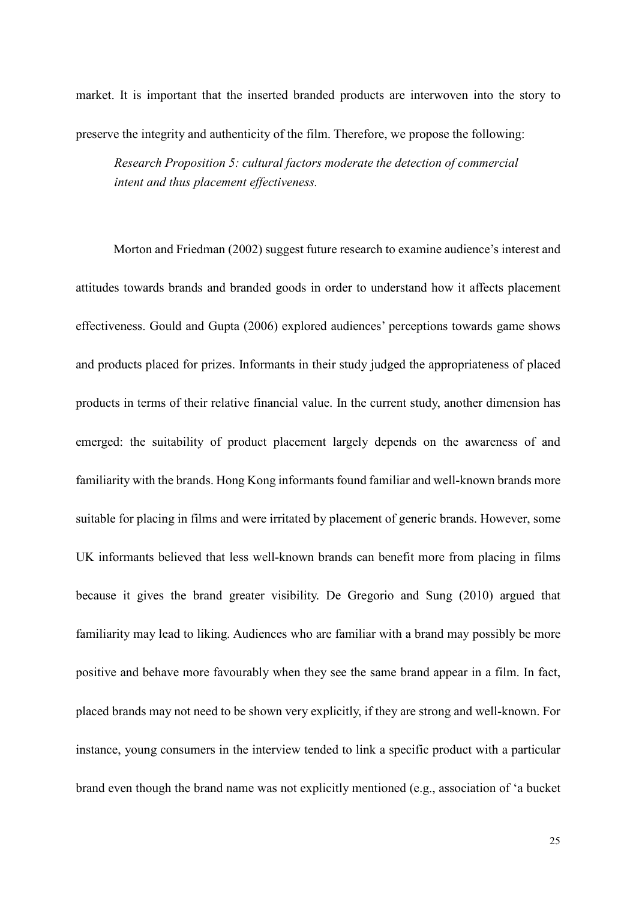market. It is important that the inserted branded products are interwoven into the story to preserve the integrity and authenticity of the film. Therefore, we propose the following:

> *Research Proposition 5: cultural factors moderate the detection of commercial intent and thus placement effectiveness.*

Morton and Friedman (2002) suggest future research to examine audience's interest and attitudes towards brands and branded goods in order to understand how it affects placement effectiveness. Gould and Gupta (2006) explored audiences' perceptions towards game shows and products placed for prizes. Informants in their study judged the appropriateness of placed products in terms of their relative financial value. In the current study, another dimension has emerged: the suitability of product placement largely depends on the awareness of and familiarity with the brands. Hong Kong informants found familiar and well-known brands more suitable for placing in films and were irritated by placement of generic brands. However, some UK informants believed that less well-known brands can benefit more from placing in films because it gives the brand greater visibility. De Gregorio and Sung (2010) argued that familiarity may lead to liking. Audiences who are familiar with a brand may possibly be more positive and behave more favourably when they see the same brand appear in a film. In fact, placed brands may not need to be shown very explicitly, if they are strong and well-known. For instance, young consumers in the interview tended to link a specific product with a particular brand even though the brand name was not explicitly mentioned (e.g., association of 'a bucket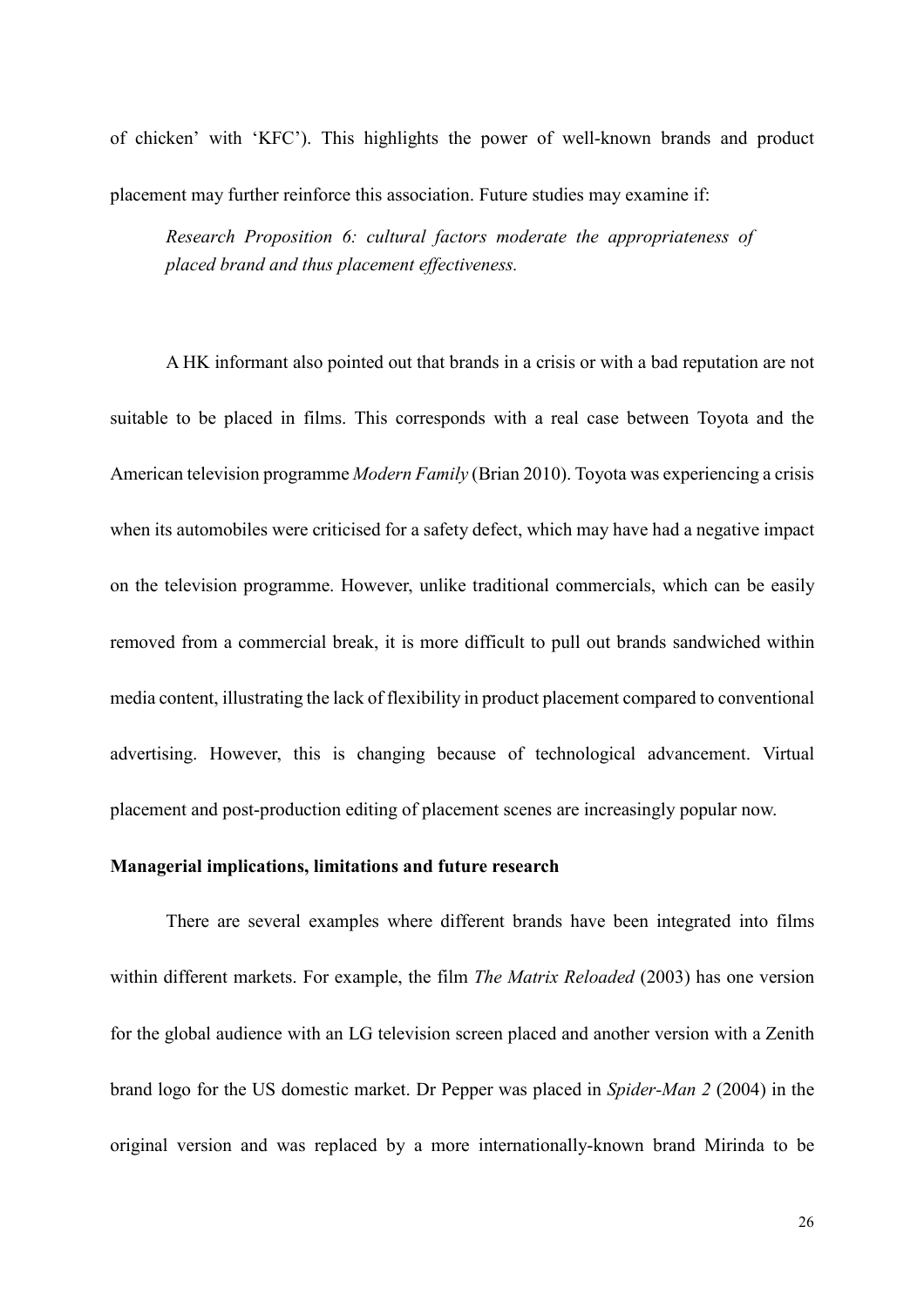of chicken' with 'KFC'). This highlights the power of well-known brands and product placement may further reinforce this association. Future studies may examine if:

> *Research Proposition 6: cultural factors moderate the appropriateness of placed brand and thus placement effectiveness.*

A HK informant also pointed out that brands in a crisis or with a bad reputation are not suitable to be placed in films. This corresponds with a real case between Toyota and the American television programme *Modern Family* (Brian 2010). Toyota was experiencing a crisis when its automobiles were criticised for a safety defect, which may have had a negative impact on the television programme. However, unlike traditional commercials, which can be easily removed from a commercial break, it is more difficult to pull out brands sandwiched within media content, illustrating the lack of flexibility in product placement compared to conventional advertising. However, this is changing because of technological advancement. Virtual placement and post-production editing of placement scenes are increasingly popular now.

**Managerial implications, limitations and future research**

There are several examples where different brands have been integrated into films within different markets. For example, the film *The Matrix Reloaded* (2003) has one version for the global audience with an LG television screen placed and another version with a Zenith brand logo for the US domestic market. Dr Pepper was placed in *Spider-Man 2* (2004) in the original version and was replaced by a more internationally-known brand Mirinda to be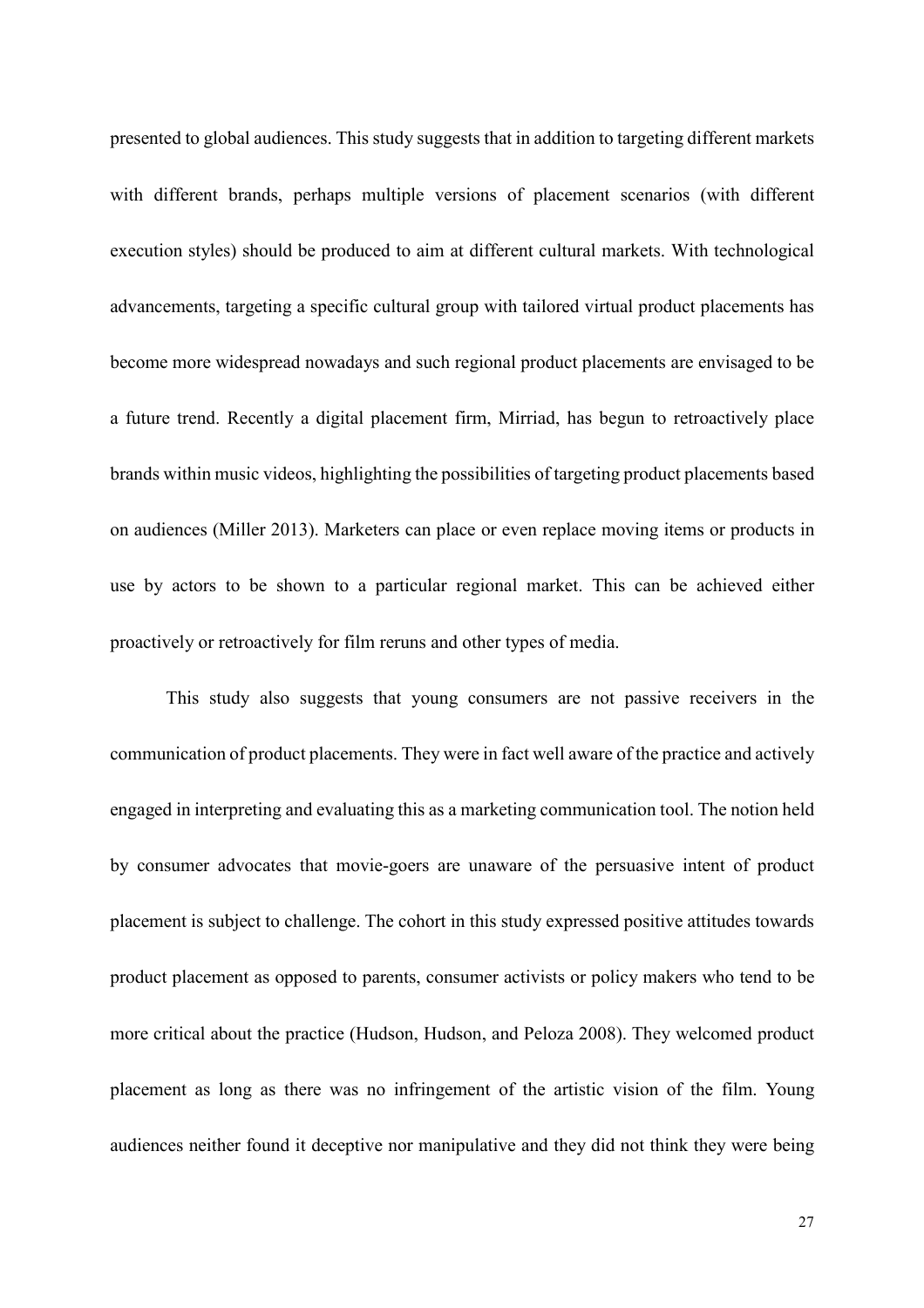presented to global audiences. This study suggests that in addition to targeting different markets with different brands, perhaps multiple versions of placement scenarios (with different execution styles) should be produced to aim at different cultural markets. With technological advancements, targeting a specific cultural group with tailored virtual product placements has become more widespread nowadays and such regional product placements are envisaged to be a future trend. Recently a digital placement firm, Mirriad, has begun to retroactively place brands within music videos, highlighting the possibilities of targeting product placements based on audiences (Miller 2013). Marketers can place or even replace moving items or products in use by actors to be shown to a particular regional market. This can be achieved either proactively or retroactively for film reruns and other types of media.

This study also suggests that young consumers are not passive receivers in the communication of product placements. They were in fact well aware of the practice and actively engaged in interpreting and evaluating this as a marketing communication tool. The notion held by consumer advocates that movie-goers are unaware of the persuasive intent of product placement is subject to challenge. The cohort in this study expressed positive attitudes towards product placement as opposed to parents, consumer activists or policy makers who tend to be more critical about the practice (Hudson, Hudson, and Peloza 2008). They welcomed product placement as long as there was no infringement of the artistic vision of the film. Young audiences neither found it deceptive nor manipulative and they did not think they were being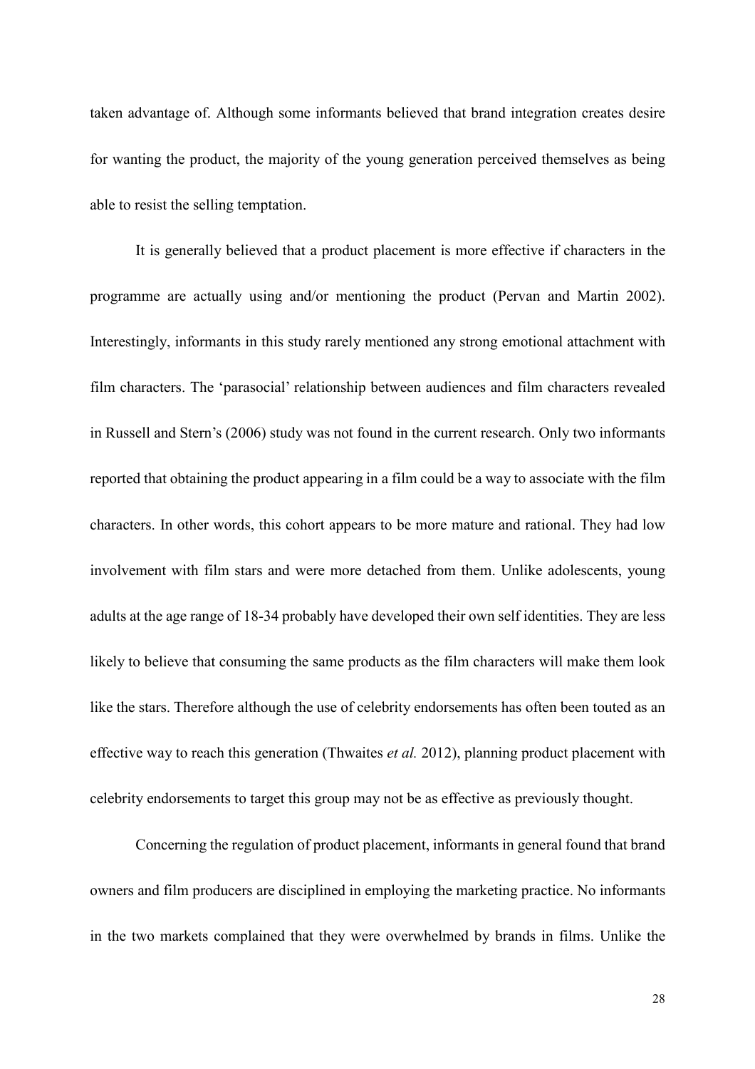taken advantage of. Although some informants believed that brand integration creates desire for wanting the product, the majority of the young generation perceived themselves as being able to resist the selling temptation.

It is generally believed that a product placement is more effective if characters in the programme are actually using and/or mentioning the product (Pervan and Martin 2002). Interestingly, informants in this study rarely mentioned any strong emotional attachment with film characters. The 'parasocial' relationship between audiences and film characters revealed in Russell and Stern's (2006) study was not found in the current research. Only two informants reported that obtaining the product appearing in a film could be a way to associate with the film characters. In other words, this cohort appears to be more mature and rational. They had low involvement with film stars and were more detached from them. Unlike adolescents, young adults at the age range of 18-34 probably have developed their own self identities. They are less likely to believe that consuming the same products as the film characters will make them look like the stars. Therefore although the use of celebrity endorsements has often been touted as an effective way to reach this generation (Thwaites *et al.* 2012), planning product placement with celebrity endorsements to target this group may not be as effective as previously thought.

Concerning the regulation of product placement, informants in general found that brand owners and film producers are disciplined in employing the marketing practice. No informants in the two markets complained that they were overwhelmed by brands in films. Unlike the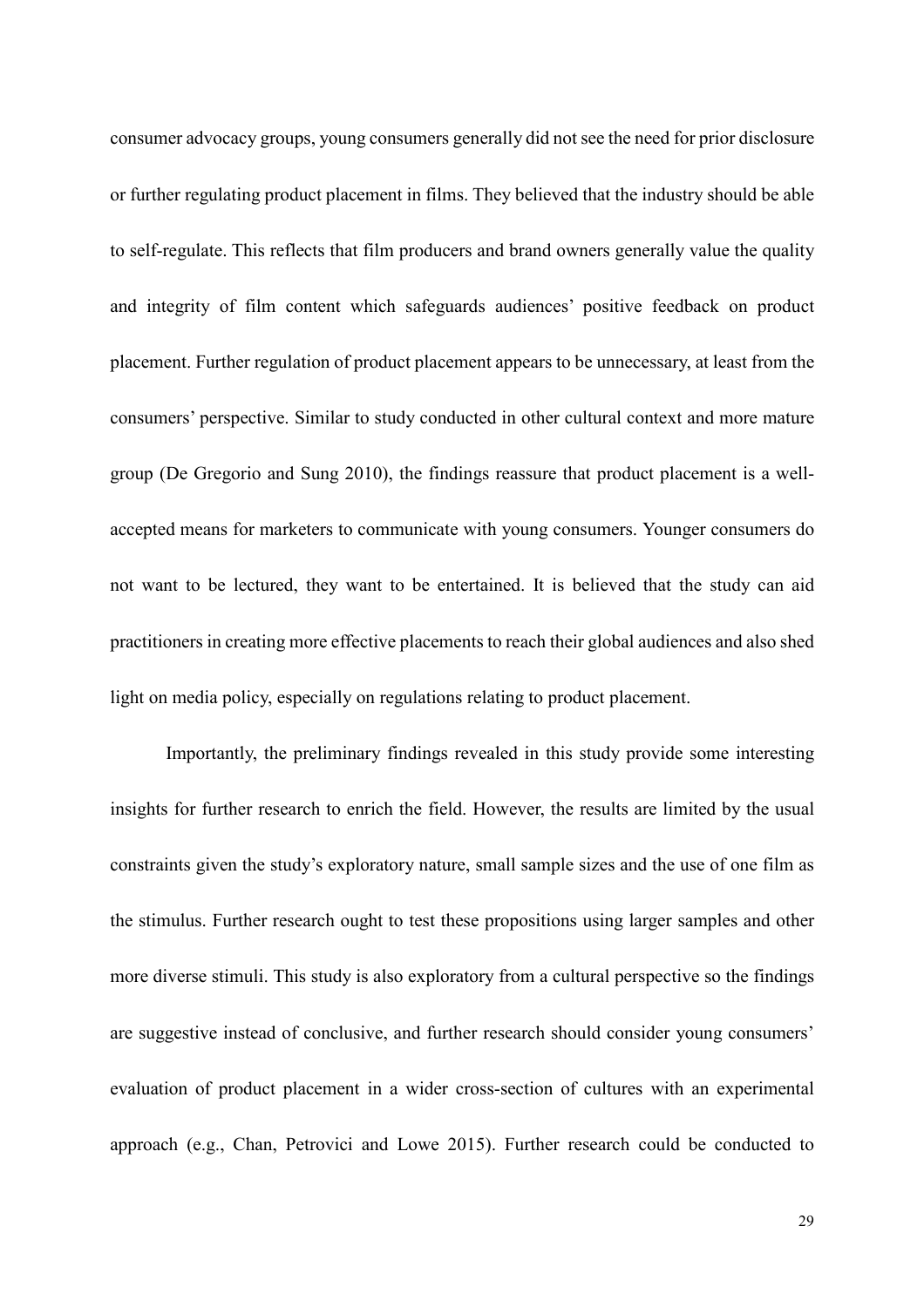consumer advocacy groups, young consumers generally did not see the need for prior disclosure or further regulating product placement in films. They believed that the industry should be able to self-regulate. This reflects that film producers and brand owners generally value the quality and integrity of film content which safeguards audiences' positive feedback on product placement. Further regulation of product placement appears to be unnecessary, at least from the consumers' perspective. Similar to study conducted in other cultural context and more mature group (De Gregorio and Sung 2010), the findings reassure that product placement is a well-accepted means for marketers to communicate with young consumers. Younger consumers do not want to be lectured, they want to be entertained. It is believed that the study can aid practitioners in creating more effective placements to reach their global audiences and also shed light on media policy, especially on regulations relating to product placement.

Importantly, the preliminary findings revealed in this study provide some interesting insights for further research to enrich the field. However, the results are limited by the usual constraints given the study's exploratory nature, small sample sizes and the use of one film as the stimulus. Further research ought to test these propositions using larger samples and other more diverse stimuli. This study is also exploratory from a cultural perspective so the findings are suggestive instead of conclusive, and further research should consider young consumers' evaluation of product placement in a wider cross-section of cultures with an experimental approach (e.g., Chan, Petrovici and Lowe 2015). Further research could be conducted to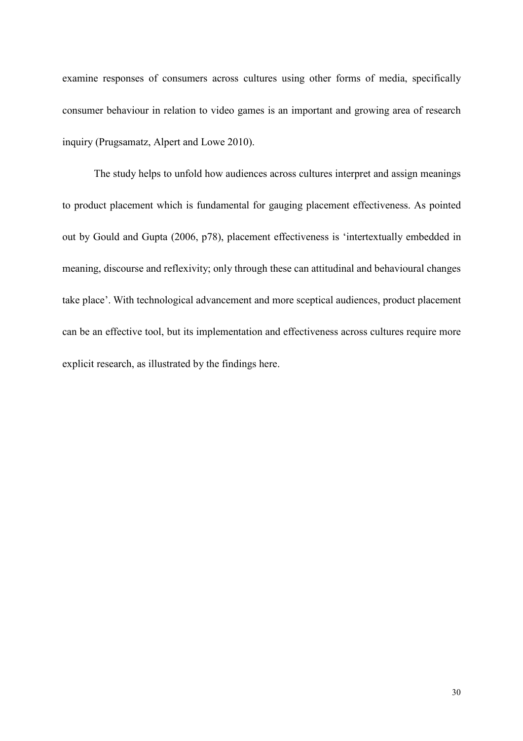examine responses of consumers across cultures using other forms of media, specifically consumer behaviour in relation to video games is an important and growing area of research inquiry (Prugsamatz, Alpert and Lowe 2010).

The study helps to unfold how audiences across cultures interpret and assign meanings to product placement which is fundamental for gauging placement effectiveness. As pointed out by Gould and Gupta (2006, p78), placement effectiveness is 'intertextually embedded in meaning, discourse and reflexivity; only through these can attitudinal and behavioural changes take place'. With technological advancement and more sceptical audiences, product placement can be an effective tool, but its implementation and effectiveness across cultures require more explicit research, as illustrated by the findings here.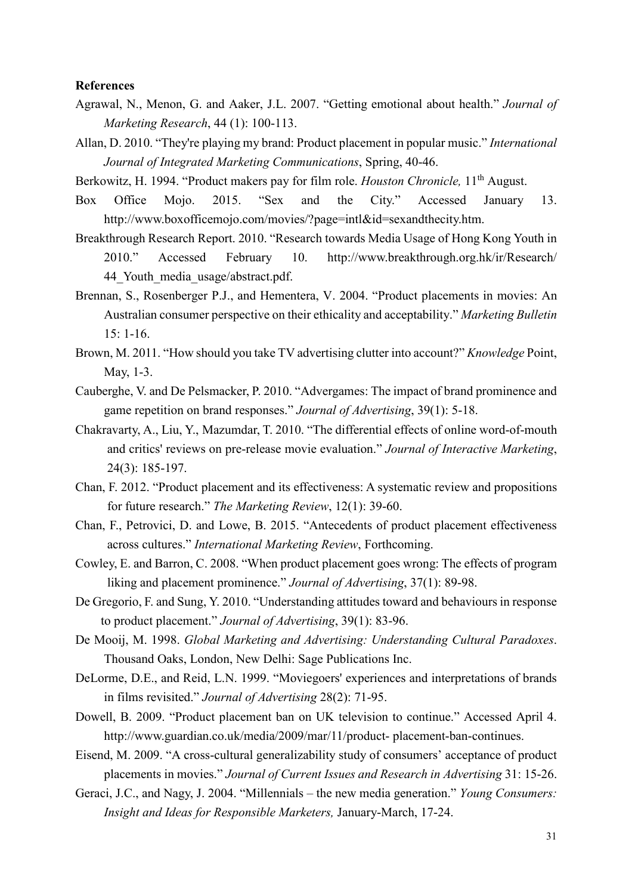**References**

Agrawal, N., Menon, G. and Aaker, J.L. 2007. "Getting emotional about health." *Journal of Marketing Research*, 44 (1): 100-113.

Allan, D. 2010. "They're playing my brand: Product placement in popular music." *International Journal of Integrated Marketing Communications*, Spring, 40-46.

Berkowitz, H. 1994. "Product makers pay for film role. *Houston Chronicle,* 11th August.

Box Office Mojo. 2015. "Sex and the City." Accessed January 13. http://www.boxofficemojo.com/movies/?page=intl&id=sexandthecity.htm.

Breakthrough Research Report. 2010. "Research towards Media Usage of Hong Kong Youth in 2010." Accessed February 10. http://www.breakthrough.org.hk/ir/Research/44_Youth_media_usage/abstract.pdf.

Brennan, S., Rosenberger P.J., and Hementera, V. 2004. "Product placements in movies: An Australian consumer perspective on their ethicality and acceptability." *Marketing Bulletin* 15: 1-16.

Brown, M. 2011. "How should you take TV advertising clutter into account?" *Knowledge* Point, May, 1-3.

Cauberghe, V. and De Pelsmacker, P. 2010. "Advergames: The impact of brand prominence and game repetition on brand responses." *Journal of Advertising*, 39(1): 5-18.

Chakravarty, A., Liu, Y., Mazumdar, T. 2010. "The differential effects of online word-of-mouth and critics' reviews on pre-release movie evaluation." *Journal of Interactive Marketing*, 24(3): 185-197.

Chan, F. 2012. "Product placement and its effectiveness: A systematic review and propositions for future research." *The Marketing Review*, 12(1): 39-60.

Chan, F., Petrovici, D. and Lowe, B. 2015. "Antecedents of product placement effectiveness across cultures." *International Marketing Review*, Forthcoming.

Cowley, E. and Barron, C. 2008. "When product placement goes wrong: The effects of program liking and placement prominence." *Journal of Advertising*, 37(1): 89-98.

De Gregorio, F. and Sung, Y. 2010. "Understanding attitudes toward and behaviours in response to product placement." *Journal of Advertising*, 39(1): 83-96.

De Mooij, M. 1998. *Global Marketing and Advertising: Understanding Cultural Paradoxes*. Thousand Oaks, London, New Delhi: Sage Publications Inc.

DeLorme, D.E., and Reid, L.N. 1999. "Moviegoers' experiences and interpretations of brands in films revisited." *Journal of Advertising* 28(2): 71-95.

Dowell, B. 2009. "Product placement ban on UK television to continue." Accessed April 4. http://www.guardian.co.uk/media/2009/mar/11/product- placement-ban-continues.

Eisend, M. 2009. "A cross-cultural generalizability study of consumers' acceptance of product placements in movies." *Journal of Current Issues and Research in Advertising* 31: 15-26.

Geraci, J.C., and Nagy, J. 2004. "Millennials – the new media generation." *Young Consumers: Insight and Ideas for Responsible Marketers,* January-March, 17-24.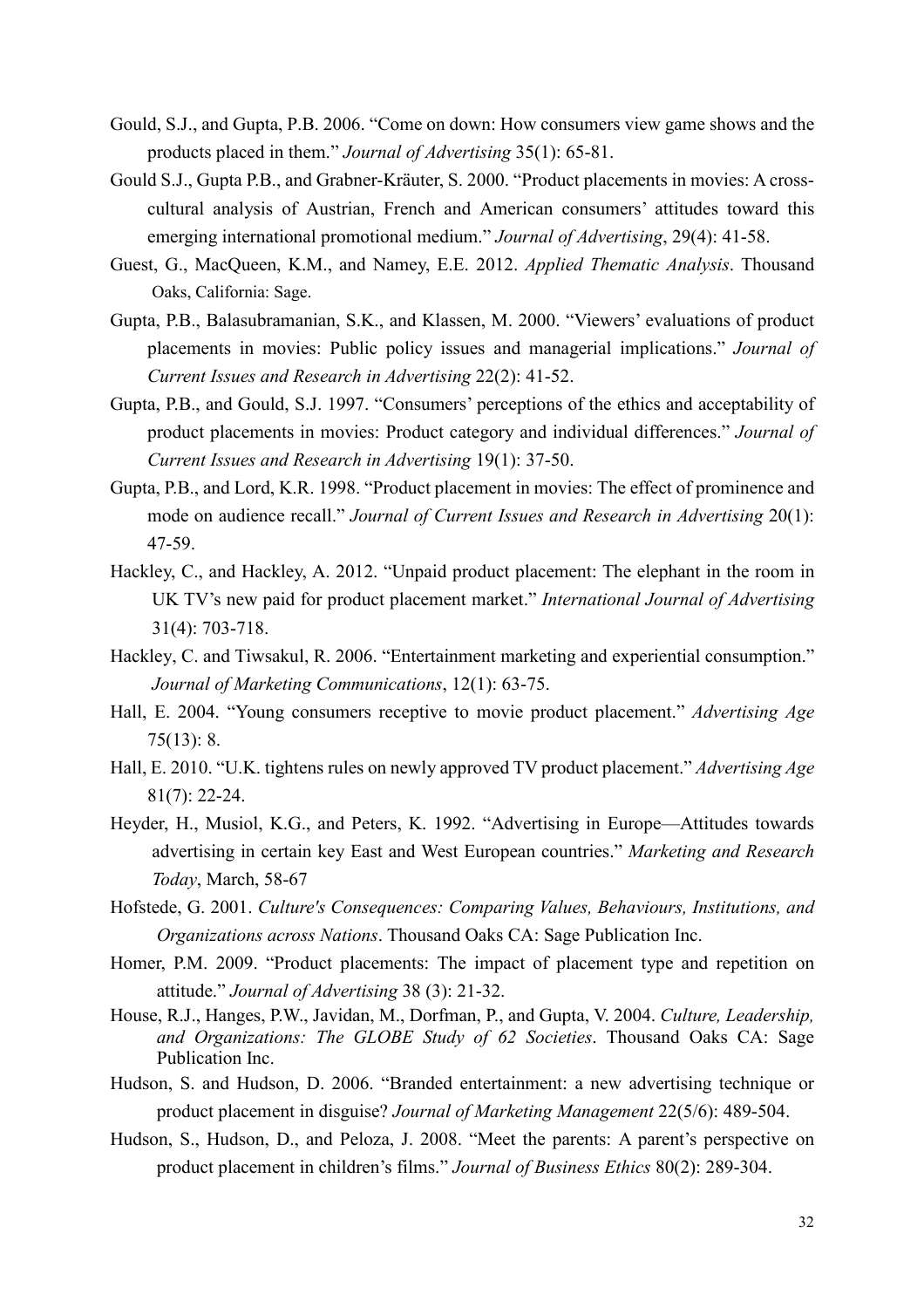Gould, S.J., and Gupta, P.B. 2006. "Come on down: How consumers view game shows and the products placed in them." *Journal of Advertising* 35(1): 65-81.

Gould S.J., Gupta P.B., and Grabner-Kräuter, S. 2000. "Product placements in movies: A cross-cultural analysis of Austrian, French and American consumers' attitudes toward this emerging international promotional medium." *Journal of Advertising*, 29(4): 41-58.

Guest, G., MacQueen, K.M., and Namey, E.E. 2012. *Applied Thematic Analysis*. Thousand Oaks, California: Sage.

Gupta, P.B., Balasubramanian, S.K., and Klassen, M. 2000. "Viewers' evaluations of product placements in movies: Public policy issues and managerial implications." *Journal of Current Issues and Research in Advertising* 22(2): 41-52.

Gupta, P.B., and Gould, S.J. 1997. "Consumers' perceptions of the ethics and acceptability of product placements in movies: Product category and individual differences." *Journal of Current Issues and Research in Advertising* 19(1): 37-50.

Gupta, P.B., and Lord, K.R. 1998. "Product placement in movies: The effect of prominence and mode on audience recall." *Journal of Current Issues and Research in Advertising* 20(1): 47-59.

Hackley, C., and Hackley, A. 2012. "Unpaid product placement: The elephant in the room in UK TV's new paid for product placement market." *International Journal of Advertising* 31(4): 703-718.

Hackley, C. and Tiwsakul, R. 2006. "Entertainment marketing and experiential consumption." *Journal of Marketing Communications*, 12(1): 63-75.

Hall, E. 2004. "Young consumers receptive to movie product placement." *Advertising Age* 75(13): 8.

Hall, E. 2010. "U.K. tightens rules on newly approved TV product placement." *Advertising Age* 81(7): 22-24.

Heyder, H., Musiol, K.G., and Peters, K. 1992. "Advertising in Europe—Attitudes towards advertising in certain key East and West European countries." *Marketing and Research Today*, March, 58-67

Hofstede, G. 2001. *Culture's Consequences: Comparing Values, Behaviours, Institutions, and Organizations across Nations*. Thousand Oaks CA: Sage Publication Inc.

Homer, P.M. 2009. "Product placements: The impact of placement type and repetition on attitude." *Journal of Advertising* 38 (3): 21-32.

House, R.J., Hanges, P.W., Javidan, M., Dorfman, P., and Gupta, V. 2004. *Culture, Leadership, and Organizations: The GLOBE Study of 62 Societies*. Thousand Oaks CA: Sage Publication Inc.

Hudson, S. and Hudson, D. 2006. "Branded entertainment: a new advertising technique or product placement in disguise? *Journal of Marketing Management* 22(5/6): 489-504.

Hudson, S., Hudson, D., and Peloza, J. 2008. "Meet the parents: A parent's perspective on product placement in children's films." *Journal of Business Ethics* 80(2): 289-304.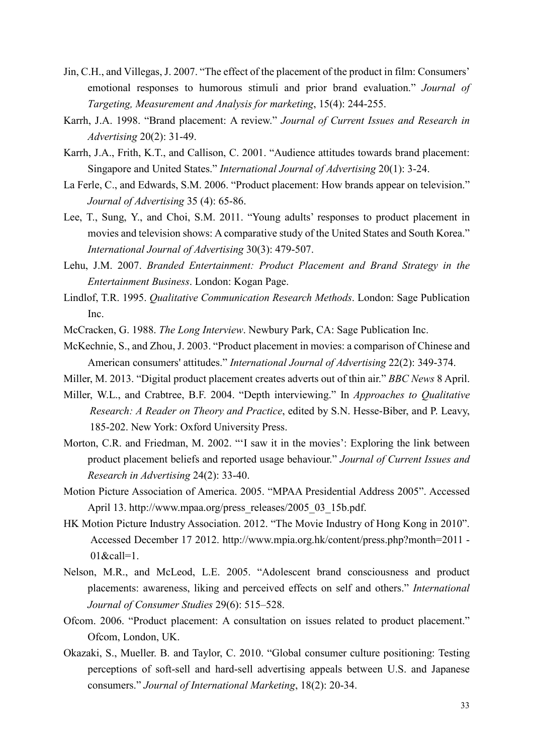Jin, C.H., and Villegas, J. 2007. "The effect of the placement of the product in film: Consumers' emotional responses to humorous stimuli and prior brand evaluation." *Journal of Targeting, Measurement and Analysis for marketing*, 15(4): 244-255.

Karrh, J.A. 1998. "Brand placement: A review." *Journal of Current Issues and Research in Advertising* 20(2): 31-49.

Karrh, J.A., Frith, K.T., and Callison, C. 2001. "Audience attitudes towards brand placement: Singapore and United States." *International Journal of Advertising* 20(1): 3-24.

La Ferle, C., and Edwards, S.M. 2006. "Product placement: How brands appear on television." *Journal of Advertising* 35 (4): 65-86.

Lee, T., Sung, Y., and Choi, S.M. 2011. "Young adults' responses to product placement in movies and television shows: A comparative study of the United States and South Korea." *International Journal of Advertising* 30(3): 479-507.

Lehu, J.M. 2007. *Branded Entertainment: Product Placement and Brand Strategy in the Entertainment Business*. London: Kogan Page.

Lindlof, T.R. 1995. *Qualitative Communication Research Methods*. London: Sage Publication Inc.

McCracken, G. 1988. *The Long Interview*. Newbury Park, CA: Sage Publication Inc.

McKechnie, S., and Zhou, J. 2003. "Product placement in movies: a comparison of Chinese and American consumers' attitudes." *International Journal of Advertising* 22(2): 349-374.

Miller, M. 2013. "Digital product placement creates adverts out of thin air." *BBC News* 8 April.

Miller, W.L., and Crabtree, B.F. 2004. "Depth interviewing." In *Approaches to Qualitative Research: A Reader on Theory and Practice*, edited by S.N. Hesse-Biber, and P. Leavy, 185-202. New York: Oxford University Press.

Morton, C.R. and Friedman, M. 2002. "'I saw it in the movies': Exploring the link between product placement beliefs and reported usage behaviour." *Journal of Current Issues and Research in Advertising* 24(2): 33-40.

Motion Picture Association of America. 2005. "MPAA Presidential Address 2005". Accessed April 13. http://www.mpaa.org/press_releases/2005_03_15b.pdf.

HK Motion Picture Industry Association. 2012. "The Movie Industry of Hong Kong in 2010". Accessed December 17 2012. http://www.mpia.org.hk/content/press.php?month=2011 - 01&call=1.

Nelson, M.R., and McLeod, L.E. 2005. "Adolescent brand consciousness and product placements: awareness, liking and perceived effects on self and others." *International Journal of Consumer Studies* 29(6): 515–528.

Ofcom. 2006. "Product placement: A consultation on issues related to product placement." Ofcom, London, UK.

Okazaki, S., Mueller. B. and Taylor, C. 2010. "Global consumer culture positioning: Testing perceptions of soft-sell and hard-sell advertising appeals between U.S. and Japanese consumers." *Journal of International Marketing*, 18(2): 20-34.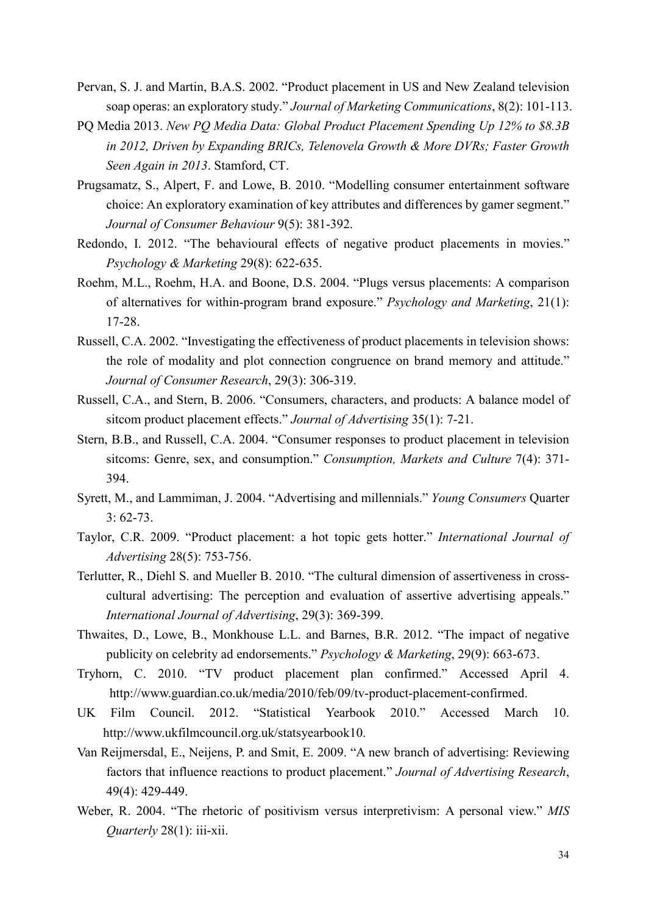Pervan, S. J. and Martin, B.A.S. 2002. "Product placement in US and New Zealand television soap operas: an exploratory study." *Journal of Marketing Communications*, 8(2): 101-113.

PQ Media 2013. *New PQ Media Data: Global Product Placement Spending Up 12% to $8.3B in 2012, Driven by Expanding BRICs, Telenovela Growth & More DVRs; Faster Growth Seen Again in 2013*. Stamford, CT.

Prugsamatz, S., Alpert, F. and Lowe, B. 2010. "Modelling consumer entertainment software choice: An exploratory examination of key attributes and differences by gamer segment." *Journal of Consumer Behaviour* 9(5): 381-392.

Redondo, I. 2012. "The behavioural effects of negative product placements in movies." *Psychology & Marketing* 29(8): 622-635.

Roehm, M.L., Roehm, H.A. and Boone, D.S. 2004. "Plugs versus placements: A comparison of alternatives for within-program brand exposure." *Psychology and Marketing*, 21(1): 17-28.

Russell, C.A. 2002. "Investigating the effectiveness of product placements in television shows: the role of modality and plot connection congruence on brand memory and attitude." *Journal of Consumer Research*, 29(3): 306-319.

Russell, C.A., and Stern, B. 2006. "Consumers, characters, and products: A balance model of sitcom product placement effects." *Journal of Advertising* 35(1): 7-21.

Stern, B.B., and Russell, C.A. 2004. "Consumer responses to product placement in television sitcoms: Genre, sex, and consumption." *Consumption, Markets and Culture* 7(4): 371-394.

Syrett, M., and Lammiman, J. 2004. "Advertising and millennials." *Young Consumers* Quarter 3: 62-73.

Taylor, C.R. 2009. "Product placement: a hot topic gets hotter." *International Journal of Advertising* 28(5): 753-756.

Terlutter, R., Diehl S. and Mueller B. 2010. "The cultural dimension of assertiveness in cross-cultural advertising: The perception and evaluation of assertive advertising appeals." *International Journal of Advertising*, 29(3): 369-399.

Thwaites, D., Lowe, B., Monkhouse L.L. and Barnes, B.R. 2012. "The impact of negative publicity on celebrity ad endorsements." *Psychology & Marketing*, 29(9): 663-673.

Tryhorn, C. 2010. "TV product placement plan confirmed." Accessed April 4. http://www.guardian.co.uk/media/2010/feb/09/tv-product-placement-confirmed.

UK Film Council. 2012. "Statistical Yearbook 2010." Accessed March 10. http://www.ukfilmcouncil.org.uk/statsyearbook10.

Van Reijmersdal, E., Neijens, P. and Smit, E. 2009. "A new branch of advertising: Reviewing factors that influence reactions to product placement." *Journal of Advertising Research*, 49(4): 429-449.

Weber, R. 2004. "The rhetoric of positivism versus interpretivism: A personal view." *MIS Quarterly* 28(1): iii-xii.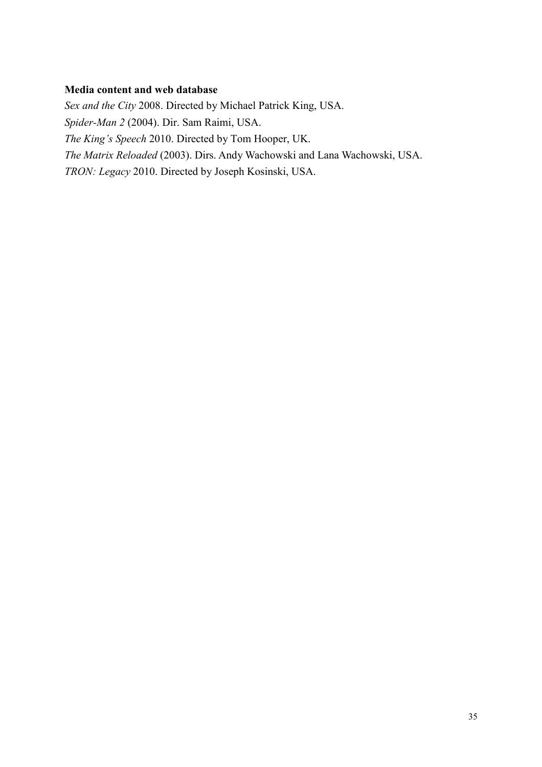**Media content and web database**

*Sex and the City* 2008. Directed by Michael Patrick King, USA.

*Spider-Man 2* (2004). Dir. Sam Raimi, USA.

*The King's Speech* 2010. Directed by Tom Hooper, UK.

*The Matrix Reloaded* (2003). Dirs. Andy Wachowski and Lana Wachowski, USA.

*TRON: Legacy* 2010. Directed by Joseph Kosinski, USA.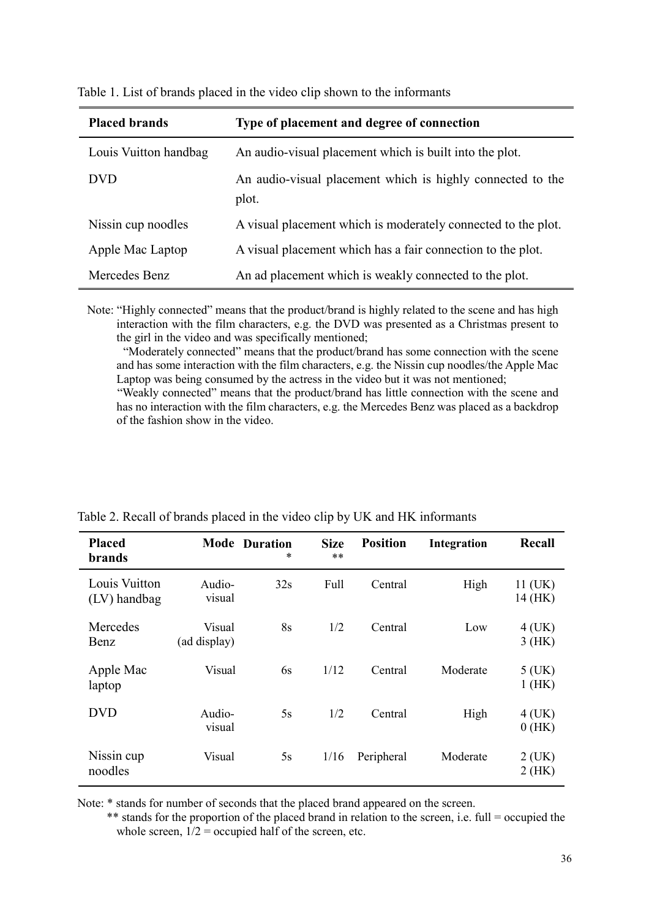Table 1. List of brands placed in the video clip shown to the informants

| Placed brands | Type of placement and degree of connection |
|---|---|
| Louis Vuitton handbag | An audio-visual placement which is built into the plot. |
| DVD | An audio-visual placement which is highly connected to the plot. |
| Nissin cup noodles | A visual placement which is moderately connected to the plot. |
| Apple Mac Laptop | A visual placement which has a fair connection to the plot. |
| Mercedes Benz | An ad placement which is weakly connected to the plot. |

Note: "Highly connected" means that the product/brand is highly related to the scene and has high interaction with the film characters, e.g. the DVD was presented as a Christmas present to the girl in the video and was specifically mentioned;

"Moderately connected" means that the product/brand has some connection with the scene and has some interaction with the film characters, e.g. the Nissin cup noodles/the Apple Mac Laptop was being consumed by the actress in the video but it was not mentioned;

"Weakly connected" means that the product/brand has little connection with the scene and has no interaction with the film characters, e.g. the Mercedes Benz was placed as a backdrop of the fashion show in the video.

Table 2. Recall of brands placed in the video clip by UK and HK informants

| Placed brands | Mode | Duration * | Size ** | Position | Integration | Recall |
|---|---|---|---|---|---|---|
| Louis Vuitton (LV) handbag | Audio-visual | 32s | Full | Central | High | 11 (UK) 14 (HK) |
| Mercedes Benz | Visual (ad display) | 8s | 1/2 | Central | Low | 4 (UK) 3 (HK) |
| Apple Mac laptop | Visual | 6s | 1/12 | Central | Moderate | 5 (UK) 1 (HK) |
| DVD | Audio-visual | 5s | 1/2 | Central | High | 4 (UK) 0 (HK) |
| Nissin cup noodles | Visual | 5s | 1/16 | Peripheral | Moderate | 2 (UK) 2 (HK) |

Note: * stands for number of seconds that the placed brand appeared on the screen.

** stands for the proportion of the placed brand in relation to the screen, i.e. full = occupied the whole screen, 1/2 = occupied half of the screen, etc.